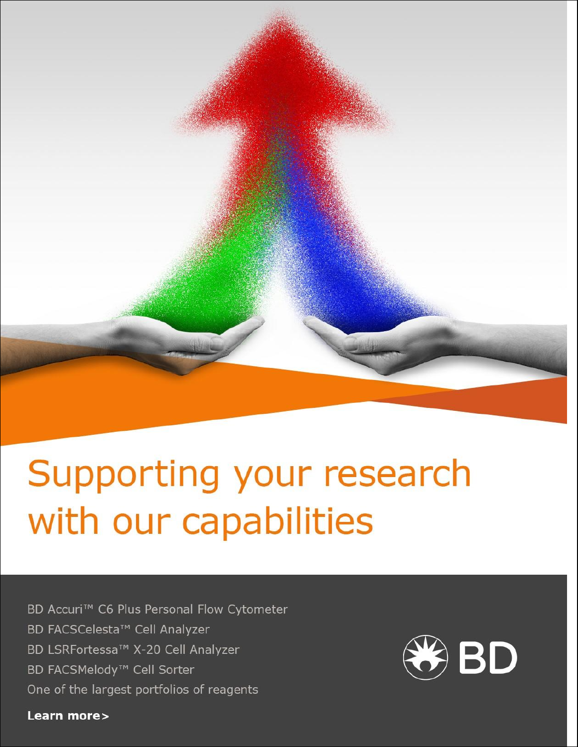# Supporting your research with our capabilities

BD Accuri™ C6 Plus Personal Flow Cytometer

BD FACSCelesta™ Cell Analyzer

BD LSRFortessa™ X-20 Cell Analyzer

BD FACSMelody™ Cell Sorter

One of the largest portfolios of reagents

**Learn more>**

BD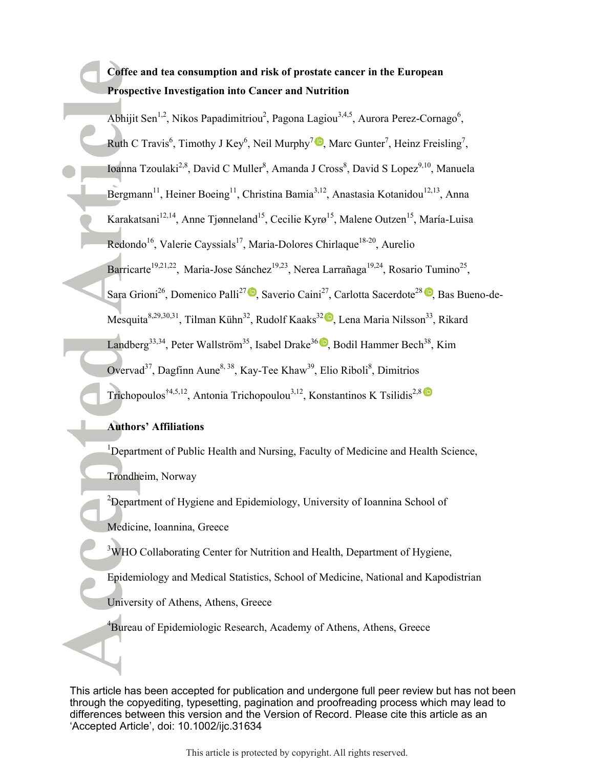**Coffee and tea consumption and risk of prostate cancer in the European Prospective Investigation into Cancer and Nutrition**

Abhijit Sen[1,2], Nikos Papadimitriou[2], Pagona Lagiou[3,4,5], Aurora Perez-Cornago[6], Ruth C Travis[6], Timothy J Key[6], Neil Murphy[7], Marc Gunter[7], Heinz Freisling[7], Ioanna Tzoulaki[2,8], David C Muller[8], Amanda J Cross[8], David S Lopez[9,10], Manuela Bergmann[11], Heiner Boeing[11], Christina Bamia[3,12], Anastasia Kotanidou[12,13], Anna Karakatsani[12,14], Anne Tjønneland[15], Cecilie Kyrø[15], Malene Outzen[15], María-Luisa Redondo[16], Valerie Cayssials[17], Maria-Dolores Chirlaque[18-20], Aurelio Barricarte[19,21,22], Maria-Jose Sánchez[19,23], Nerea Larrañaga[19,24], Rosario Tumino[25], Sara Grioni[26], Domenico Palli[27], Saverio Caini[27], Carlotta Sacerdote[28], Bas Bueno-de-Mesquita[8,29,30,31], Tilman Kühn[32], Rudolf Kaaks[32], Lena Maria Nilsson[33], Rikard Landberg[33,34], Peter Wallström[35], Isabel Drake[36], Bodil Hammer Bech[38], Kim Overvad[37], Dagfinn Aune[8, 38], Kay-Tee Khaw[39], Elio Riboli[8], Dimitrios Trichopoulos[†4,5,12], Antonia Trichopoulou[3,12], Konstantinos K Tsilidis[2,8]

**Authors' Affiliations**

[1]Department of Public Health and Nursing, Faculty of Medicine and Health Science, Trondheim, Norway

[2]Department of Hygiene and Epidemiology, University of Ioannina School of Medicine, Ioannina, Greece

[3]WHO Collaborating Center for Nutrition and Health, Department of Hygiene, Epidemiology and Medical Statistics, School of Medicine, National and Kapodistrian University of Athens, Athens, Greece

[4]Bureau of Epidemiologic Research, Academy of Athens, Athens, Greece

This article has been accepted for publication and undergone full peer review but has not been through the copyediting, typesetting, pagination and proofreading process which may lead to differences between this version and the Version of Record. Please cite this article as an 'Accepted Article', doi: 10.1002/ijc.31634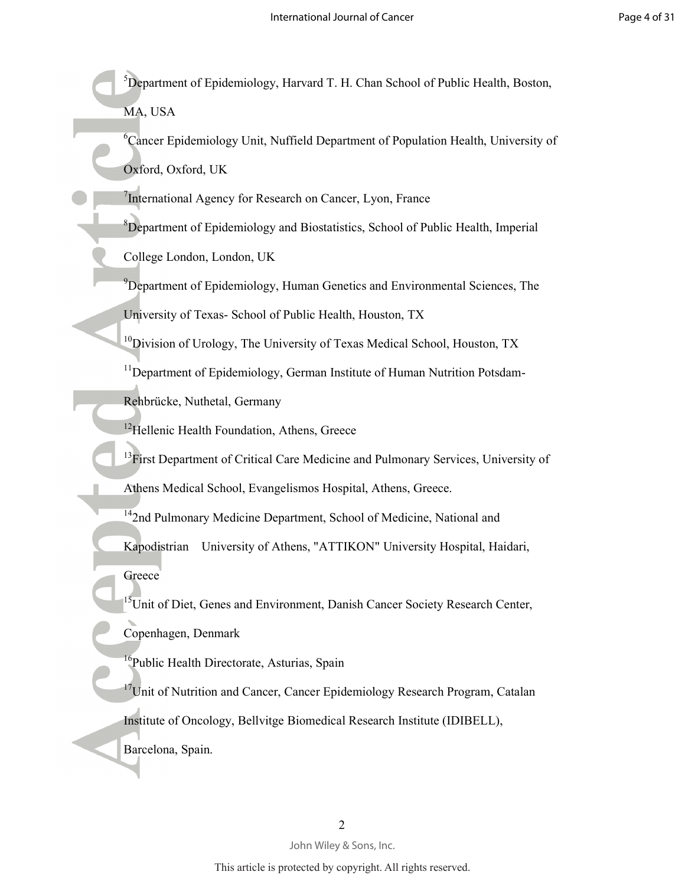[5]Department of Epidemiology, Harvard T. H. Chan School of Public Health, Boston, MA, USA

[6]Cancer Epidemiology Unit, Nuffield Department of Population Health, University of Oxford, Oxford, UK

[7]International Agency for Research on Cancer, Lyon, France

[8]Department of Epidemiology and Biostatistics, School of Public Health, Imperial College London, London, UK

[9]Department of Epidemiology, Human Genetics and Environmental Sciences, The University of Texas- School of Public Health, Houston, TX

[10]Division of Urology, The University of Texas Medical School, Houston, TX

[11]Department of Epidemiology, German Institute of Human Nutrition Potsdam-Rehbrücke, Nuthetal, Germany

[12]Hellenic Health Foundation, Athens, Greece

[13]First Department of Critical Care Medicine and Pulmonary Services, University of Athens Medical School, Evangelismos Hospital, Athens, Greece.

[14]2nd Pulmonary Medicine Department, School of Medicine, National and Kapodistrian University of Athens, "ATTIKON" University Hospital, Haidari, Greece

[15]Unit of Diet, Genes and Environment, Danish Cancer Society Research Center, Copenhagen, Denmark

[16]Public Health Directorate, Asturias, Spain

[17]Unit of Nutrition and Cancer, Cancer Epidemiology Research Program, Catalan Institute of Oncology, Bellvitge Biomedical Research Institute (IDIBELL), Barcelona, Spain.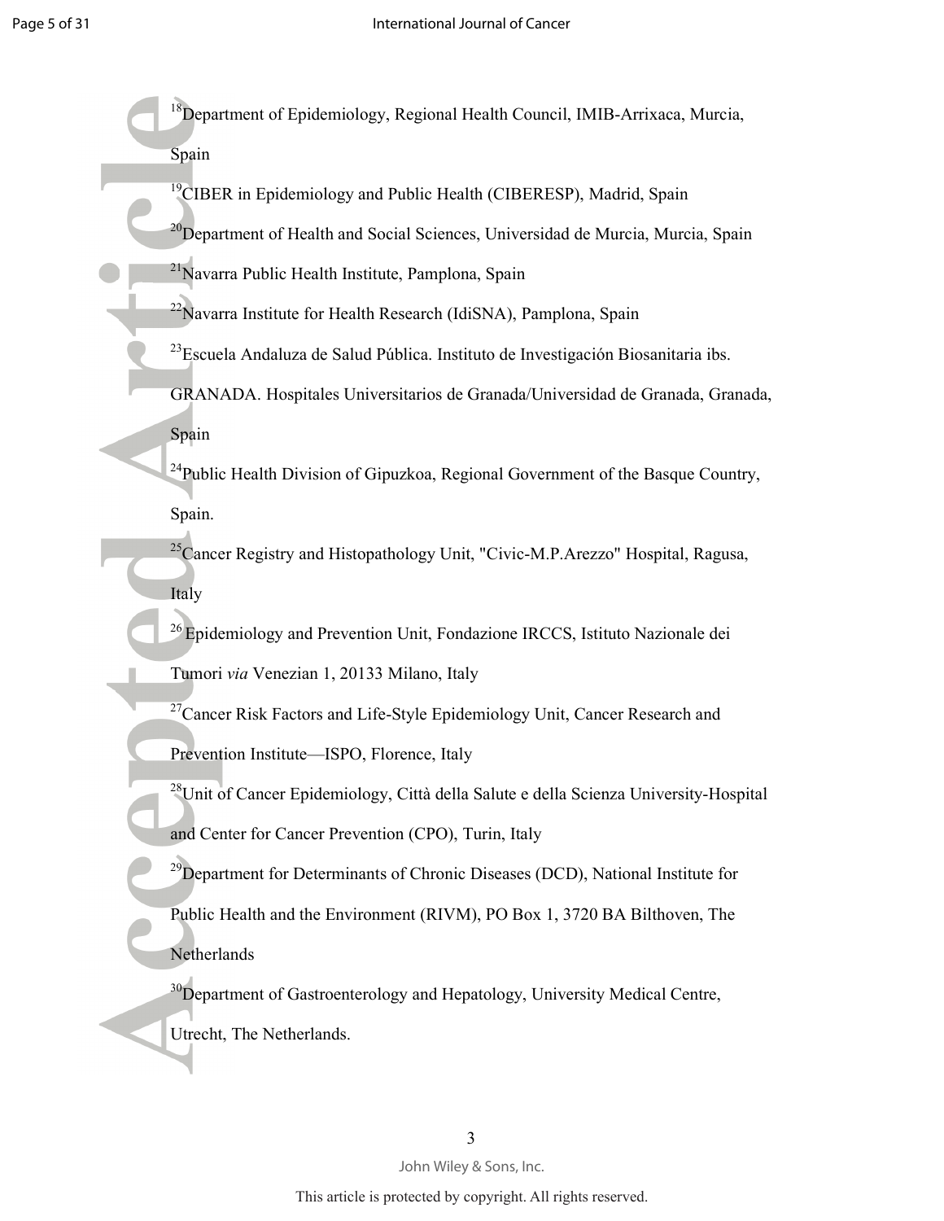[18]Department of Epidemiology, Regional Health Council, IMIB-Arrixaca, Murcia, Spain

[19]CIBER in Epidemiology and Public Health (CIBERESP), Madrid, Spain

[20]Department of Health and Social Sciences, Universidad de Murcia, Murcia, Spain

[21]Navarra Public Health Institute, Pamplona, Spain

[22]Navarra Institute for Health Research (IdiSNA), Pamplona, Spain

[23]Escuela Andaluza de Salud Pública. Instituto de Investigación Biosanitaria ibs. GRANADA. Hospitales Universitarios de Granada/Universidad de Granada, Granada, Spain

[24]Public Health Division of Gipuzkoa, Regional Government of the Basque Country, Spain.

[25]Cancer Registry and Histopathology Unit, "Civic-M.P.Arezzo" Hospital, Ragusa, Italy

[26] Epidemiology and Prevention Unit, Fondazione IRCCS, Istituto Nazionale dei Tumori *via* Venezian 1, 20133 Milano, Italy

[27]Cancer Risk Factors and Life-Style Epidemiology Unit, Cancer Research and Prevention Institute—ISPO, Florence, Italy

[28]Unit of Cancer Epidemiology, Città della Salute e della Scienza University-Hospital and Center for Cancer Prevention (CPO), Turin, Italy

[29]Department for Determinants of Chronic Diseases (DCD), National Institute for Public Health and the Environment (RIVM), PO Box 1, 3720 BA Bilthoven, The Netherlands

[30]Department of Gastroenterology and Hepatology, University Medical Centre, Utrecht, The Netherlands.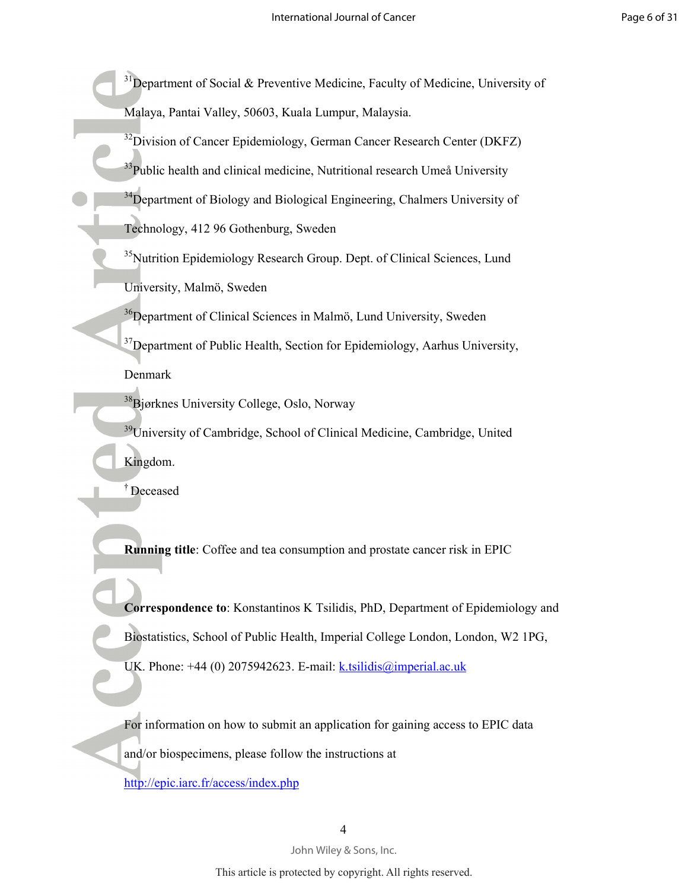[31]Department of Social & Preventive Medicine, Faculty of Medicine, University of Malaya, Pantai Valley, 50603, Kuala Lumpur, Malaysia.

[32]Division of Cancer Epidemiology, German Cancer Research Center (DKFZ)

[33]Public health and clinical medicine, Nutritional research Umeå University

[34]Department of Biology and Biological Engineering, Chalmers University of Technology, 412 96 Gothenburg, Sweden

[35]Nutrition Epidemiology Research Group. Dept. of Clinical Sciences, Lund University, Malmö, Sweden

[36]Department of Clinical Sciences in Malmö, Lund University, Sweden

[37]Department of Public Health, Section for Epidemiology, Aarhus University, Denmark

[38]Bjørknes University College, Oslo, Norway

[39]University of Cambridge, School of Clinical Medicine, Cambridge, United Kingdom.

[†] Deceased

**Running title**: Coffee and tea consumption and prostate cancer risk in EPIC

**Correspondence to**: Konstantinos K Tsilidis, PhD, Department of Epidemiology and Biostatistics, School of Public Health, Imperial College London, London, W2 1PG, UK. Phone: +44 (0) 2075942623. E-mail: k.tsilidis@imperial.ac.uk

For information on how to submit an application for gaining access to EPIC data and/or biospecimens, please follow the instructions at http://epic.iarc.fr/access/index.php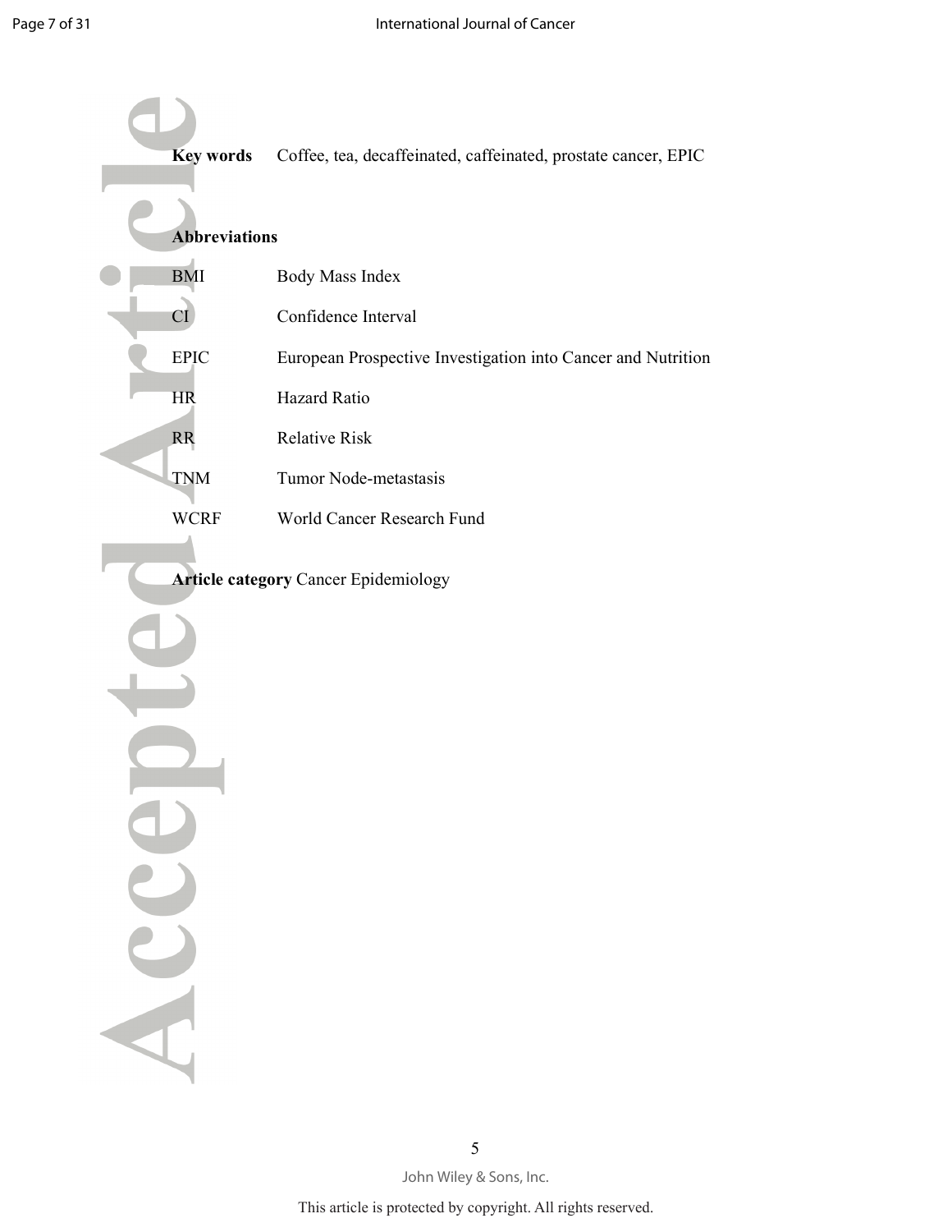**Key words** Coffee, tea, decaffeinated, caffeinated, prostate cancer, EPIC

**Abbreviations**

| | |
|---|---|
| BMI | Body Mass Index |
| CI | Confidence Interval |
| EPIC | European Prospective Investigation into Cancer and Nutrition |
| HR | Hazard Ratio |
| RR | Relative Risk |
| TNM | Tumor Node-metastasis |
| WCRF | World Cancer Research Fund |

**Article category** Cancer Epidemiology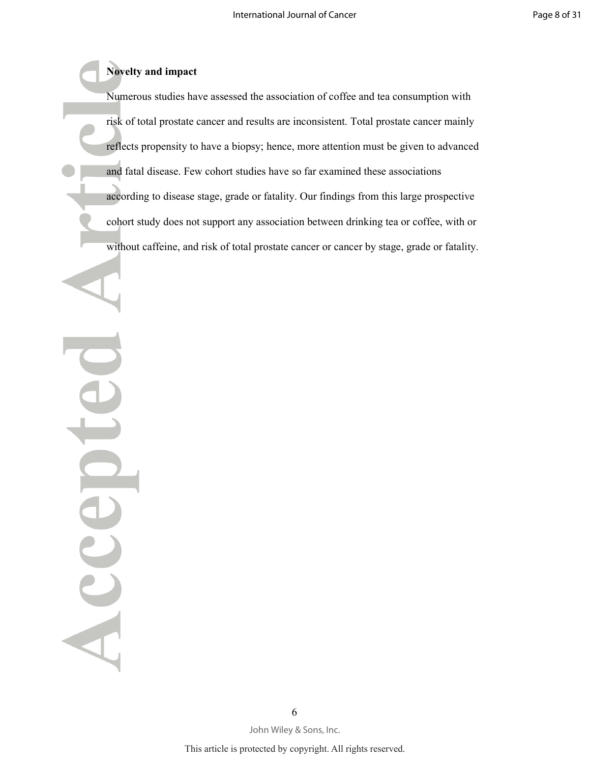**Novelty and impact**

Numerous studies have assessed the association of coffee and tea consumption with risk of total prostate cancer and results are inconsistent. Total prostate cancer mainly reflects propensity to have a biopsy; hence, more attention must be given to advanced and fatal disease. Few cohort studies have so far examined these associations according to disease stage, grade or fatality. Our findings from this large prospective cohort study does not support any association between drinking tea or coffee, with or without caffeine, and risk of total prostate cancer or cancer by stage, grade or fatality.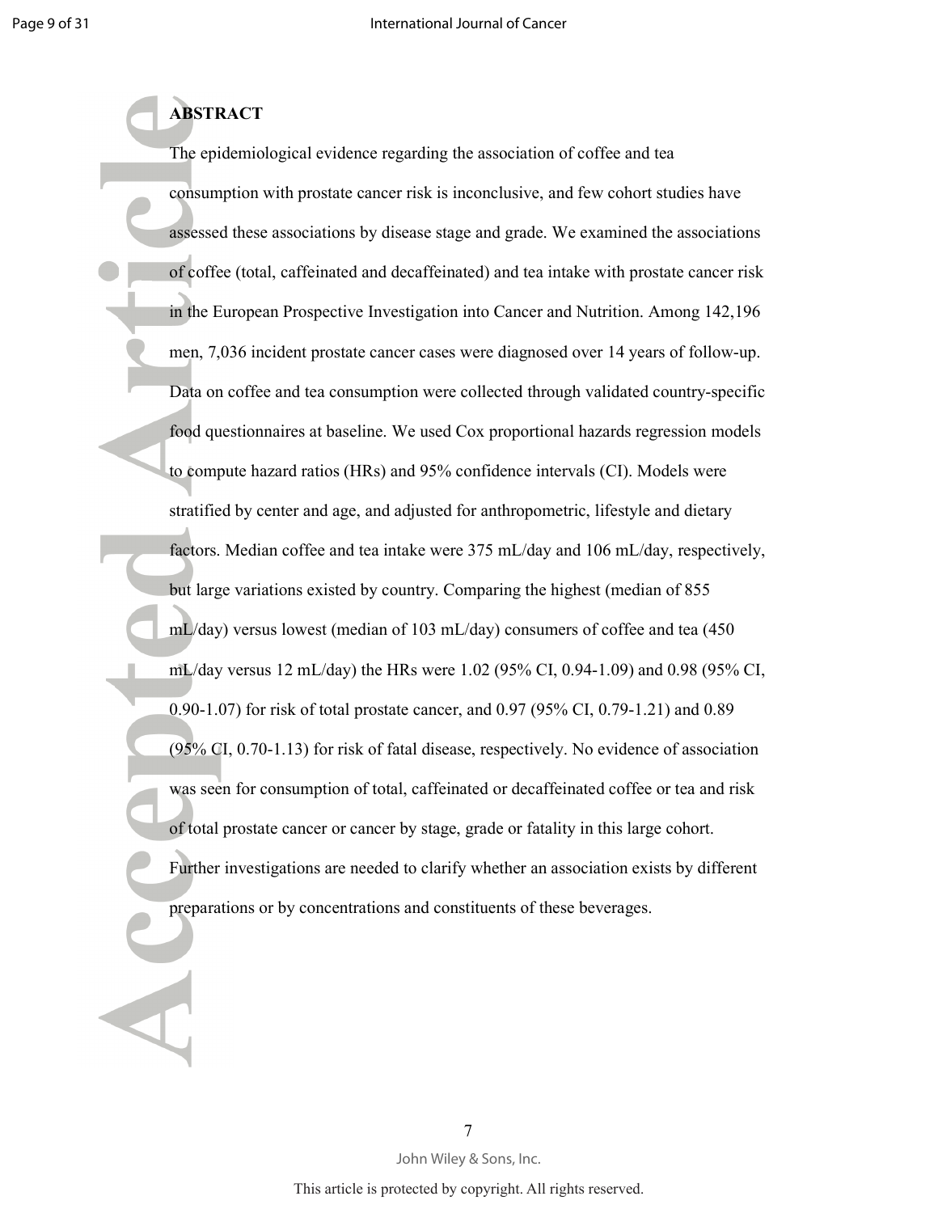## ABSTRACT

The epidemiological evidence regarding the association of coffee and tea consumption with prostate cancer risk is inconclusive, and few cohort studies have assessed these associations by disease stage and grade. We examined the associations of coffee (total, caffeinated and decaffeinated) and tea intake with prostate cancer risk in the European Prospective Investigation into Cancer and Nutrition. Among 142,196 men, 7,036 incident prostate cancer cases were diagnosed over 14 years of follow-up. Data on coffee and tea consumption were collected through validated country-specific food questionnaires at baseline. We used Cox proportional hazards regression models to compute hazard ratios (HRs) and 95% confidence intervals (CI). Models were stratified by center and age, and adjusted for anthropometric, lifestyle and dietary factors. Median coffee and tea intake were 375 mL/day and 106 mL/day, respectively, but large variations existed by country. Comparing the highest (median of 855 mL/day) versus lowest (median of 103 mL/day) consumers of coffee and tea (450 mL/day versus 12 mL/day) the HRs were 1.02 (95% CI, 0.94-1.09) and 0.98 (95% CI, 0.90-1.07) for risk of total prostate cancer, and 0.97 (95% CI, 0.79-1.21) and 0.89 (95% CI, 0.70-1.13) for risk of fatal disease, respectively. No evidence of association was seen for consumption of total, caffeinated or decaffeinated coffee or tea and risk of total prostate cancer or cancer by stage, grade or fatality in this large cohort. Further investigations are needed to clarify whether an association exists by different preparations or by concentrations and constituents of these beverages.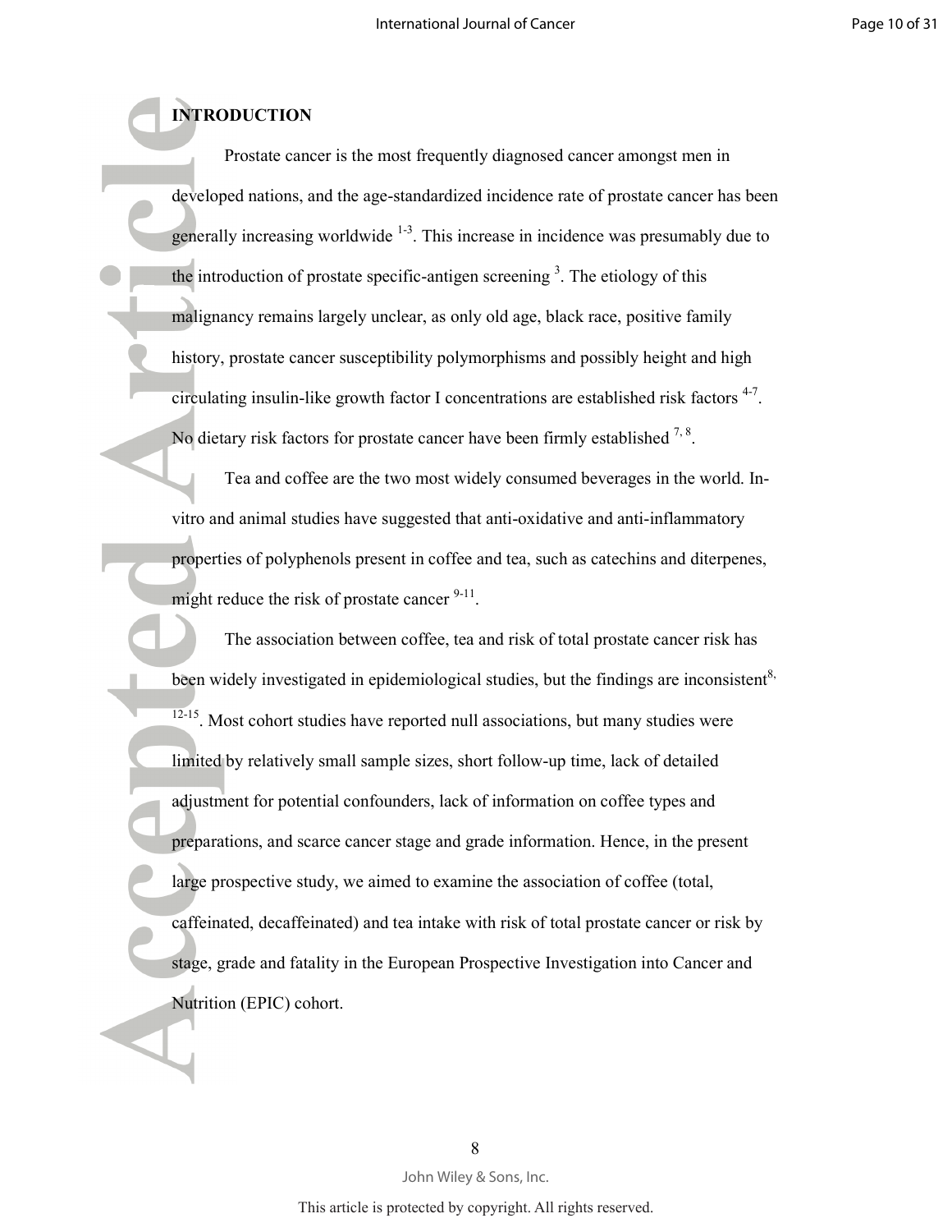# INTRODUCTION

Prostate cancer is the most frequently diagnosed cancer amongst men in developed nations, and the age-standardized incidence rate of prostate cancer has been generally increasing worldwide [1-3]. This increase in incidence was presumably due to the introduction of prostate specific-antigen screening [3]. The etiology of this malignancy remains largely unclear, as only old age, black race, positive family history, prostate cancer susceptibility polymorphisms and possibly height and high circulating insulin-like growth factor I concentrations are established risk factors [4-7]. No dietary risk factors for prostate cancer have been firmly established [7, 8].

Tea and coffee are the two most widely consumed beverages in the world. In-vitro and animal studies have suggested that anti-oxidative and anti-inflammatory properties of polyphenols present in coffee and tea, such as catechins and diterpenes, might reduce the risk of prostate cancer [9-11].

The association between coffee, tea and risk of total prostate cancer risk has been widely investigated in epidemiological studies, but the findings are inconsistent[8, 12-15]. Most cohort studies have reported null associations, but many studies were limited by relatively small sample sizes, short follow-up time, lack of detailed adjustment for potential confounders, lack of information on coffee types and preparations, and scarce cancer stage and grade information. Hence, in the present large prospective study, we aimed to examine the association of coffee (total, caffeinated, decaffeinated) and tea intake with risk of total prostate cancer or risk by stage, grade and fatality in the European Prospective Investigation into Cancer and Nutrition (EPIC) cohort.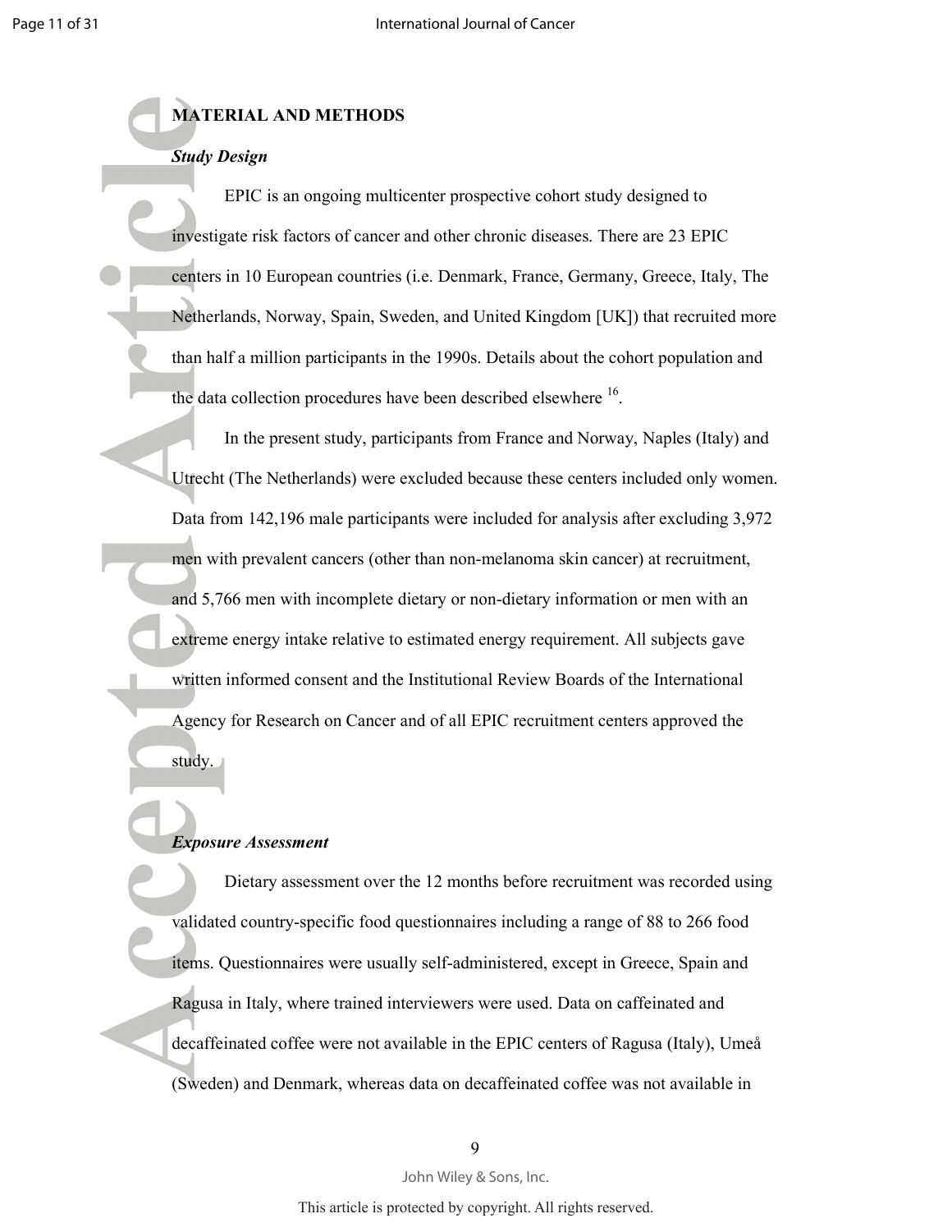## MATERIAL AND METHODS

### *Study Design*

EPIC is an ongoing multicenter prospective cohort study designed to investigate risk factors of cancer and other chronic diseases. There are 23 EPIC centers in 10 European countries (i.e. Denmark, France, Germany, Greece, Italy, The Netherlands, Norway, Spain, Sweden, and United Kingdom [UK]) that recruited more than half a million participants in the 1990s. Details about the cohort population and the data collection procedures have been described elsewhere [16].

In the present study, participants from France and Norway, Naples (Italy) and Utrecht (The Netherlands) were excluded because these centers included only women. Data from 142,196 male participants were included for analysis after excluding 3,972 men with prevalent cancers (other than non-melanoma skin cancer) at recruitment, and 5,766 men with incomplete dietary or non-dietary information or men with an extreme energy intake relative to estimated energy requirement. All subjects gave written informed consent and the Institutional Review Boards of the International Agency for Research on Cancer and of all EPIC recruitment centers approved the study.

### *Exposure Assessment*

Dietary assessment over the 12 months before recruitment was recorded using validated country-specific food questionnaires including a range of 88 to 266 food items. Questionnaires were usually self-administered, except in Greece, Spain and Ragusa in Italy, where trained interviewers were used. Data on caffeinated and decaffeinated coffee were not available in the EPIC centers of Ragusa (Italy), Umeå (Sweden) and Denmark, whereas data on decaffeinated coffee was not available in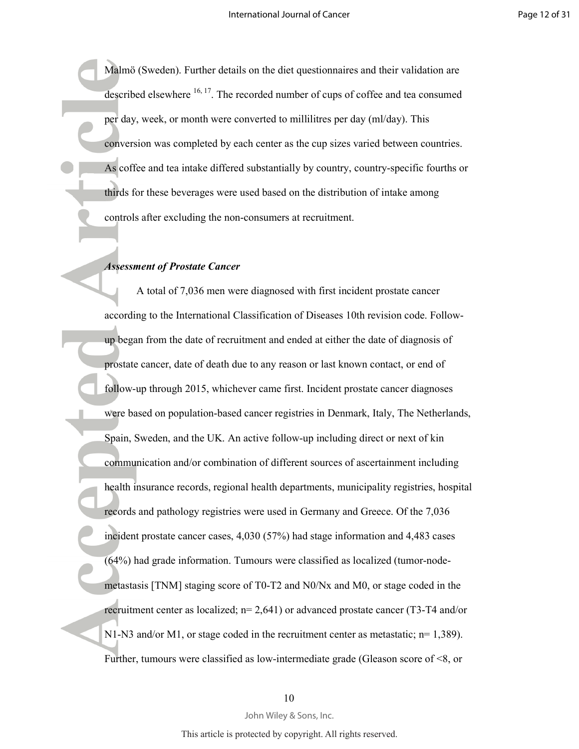Malmö (Sweden). Further details on the diet questionnaires and their validation are described elsewhere [16, 17]. The recorded number of cups of coffee and tea consumed per day, week, or month were converted to millilitres per day (ml/day). This conversion was completed by each center as the cup sizes varied between countries. As coffee and tea intake differed substantially by country, country-specific fourths or thirds for these beverages were used based on the distribution of intake among controls after excluding the non-consumers at recruitment.

***Assessment of Prostate Cancer***

A total of 7,036 men were diagnosed with first incident prostate cancer according to the International Classification of Diseases 10th revision code. Follow-up began from the date of recruitment and ended at either the date of diagnosis of prostate cancer, date of death due to any reason or last known contact, or end of follow-up through 2015, whichever came first. Incident prostate cancer diagnoses were based on population-based cancer registries in Denmark, Italy, The Netherlands, Spain, Sweden, and the UK. An active follow-up including direct or next of kin communication and/or combination of different sources of ascertainment including health insurance records, regional health departments, municipality registries, hospital records and pathology registries were used in Germany and Greece. Of the 7,036 incident prostate cancer cases, 4,030 (57%) had stage information and 4,483 cases (64%) had grade information. Tumours were classified as localized (tumor-node-metastasis [TNM] staging score of T0-T2 and N0/Nx and M0, or stage coded in the recruitment center as localized; n= 2,641) or advanced prostate cancer (T3-T4 and/or N1-N3 and/or M1, or stage coded in the recruitment center as metastatic; n= 1,389). Further, tumours were classified as low-intermediate grade (Gleason score of <8, or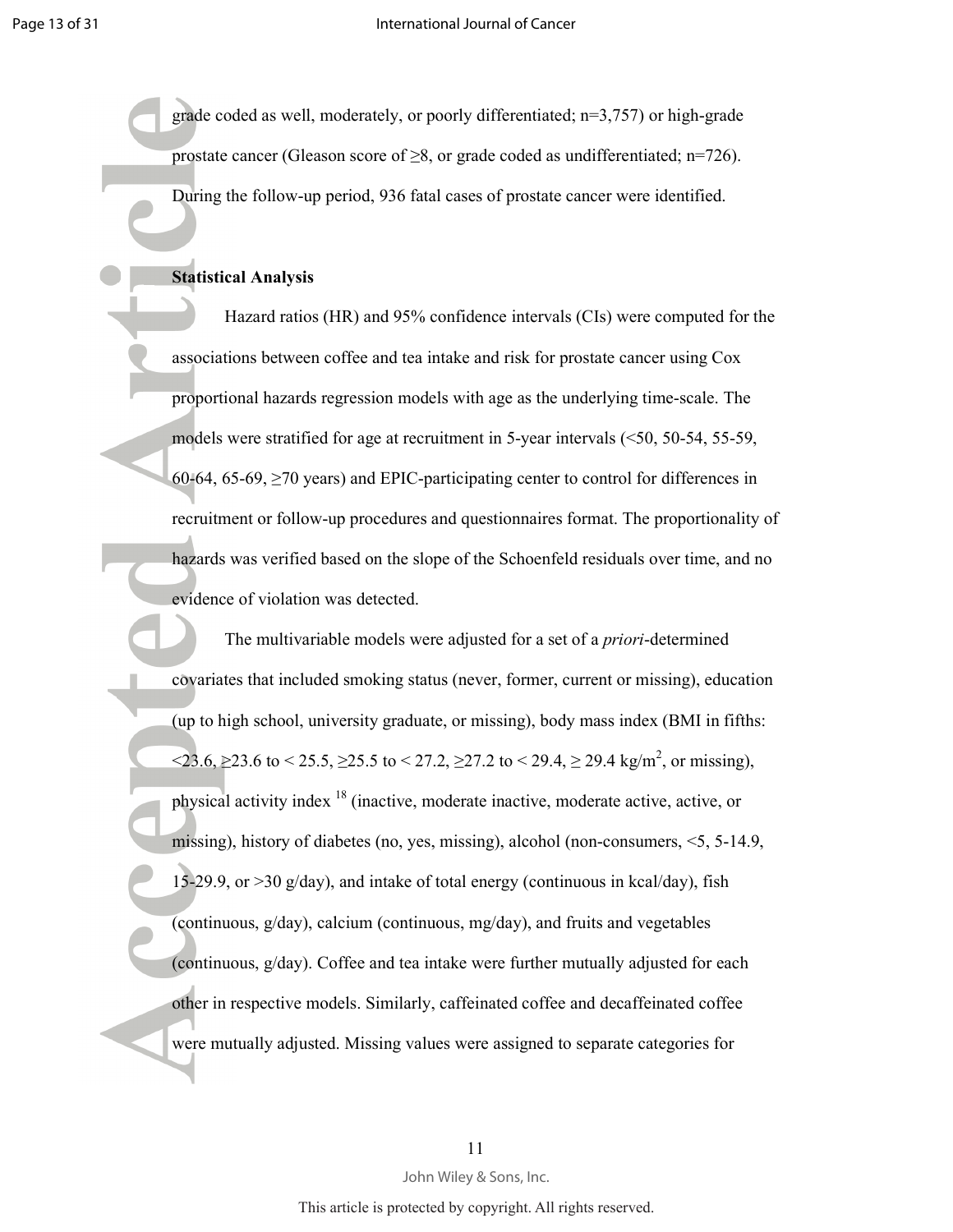grade coded as well, moderately, or poorly differentiated; n=3,757) or high-grade prostate cancer (Gleason score of ≥8, or grade coded as undifferentiated; n=726). During the follow-up period, 936 fatal cases of prostate cancer were identified.

**Statistical Analysis**

Hazard ratios (HR) and 95% confidence intervals (CIs) were computed for the associations between coffee and tea intake and risk for prostate cancer using Cox proportional hazards regression models with age as the underlying time-scale. The models were stratified for age at recruitment in 5-year intervals (<50, 50-54, 55-59, 60-64, 65-69, ≥70 years) and EPIC-participating center to control for differences in recruitment or follow-up procedures and questionnaires format. The proportionality of hazards was verified based on the slope of the Schoenfeld residuals over time, and no evidence of violation was detected.

The multivariable models were adjusted for a set of a *priori*-determined covariates that included smoking status (never, former, current or missing), education (up to high school, university graduate, or missing), body mass index (BMI in fifths: <23.6, ≥23.6 to < 25.5, ≥25.5 to < 27.2, ≥27.2 to < 29.4, ≥ 29.4 kg/m$^2$, or missing), physical activity index [18] (inactive, moderate inactive, moderate active, active, or missing), history of diabetes (no, yes, missing), alcohol (non-consumers, <5, 5-14.9, 15-29.9, or >30 g/day), and intake of total energy (continuous in kcal/day), fish (continuous, g/day), calcium (continuous, mg/day), and fruits and vegetables (continuous, g/day). Coffee and tea intake were further mutually adjusted for each other in respective models. Similarly, caffeinated coffee and decaffeinated coffee were mutually adjusted. Missing values were assigned to separate categories for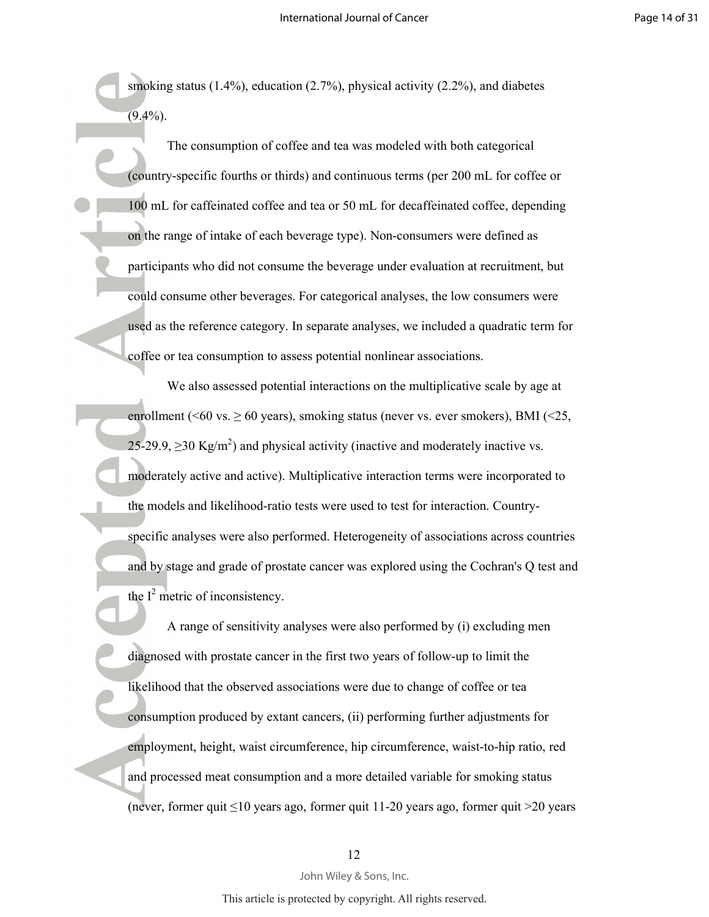smoking status (1.4%), education (2.7%), physical activity (2.2%), and diabetes (9.4%).

The consumption of coffee and tea was modeled with both categorical (country-specific fourths or thirds) and continuous terms (per 200 mL for coffee or 100 mL for caffeinated coffee and tea or 50 mL for decaffeinated coffee, depending on the range of intake of each beverage type). Non-consumers were defined as participants who did not consume the beverage under evaluation at recruitment, but could consume other beverages. For categorical analyses, the low consumers were used as the reference category. In separate analyses, we included a quadratic term for coffee or tea consumption to assess potential nonlinear associations.

We also assessed potential interactions on the multiplicative scale by age at enrollment (<60 vs. ≥ 60 years), smoking status (never vs. ever smokers), BMI (<25, 25-29.9, ≥30 Kg/m$^2$) and physical activity (inactive and moderately inactive vs. moderately active and active). Multiplicative interaction terms were incorporated to the models and likelihood-ratio tests were used to test for interaction. Country-specific analyses were also performed. Heterogeneity of associations across countries and by stage and grade of prostate cancer was explored using the Cochran's Q test and the $I^2$ metric of inconsistency.

A range of sensitivity analyses were also performed by (i) excluding men diagnosed with prostate cancer in the first two years of follow-up to limit the likelihood that the observed associations were due to change of coffee or tea consumption produced by extant cancers, (ii) performing further adjustments for employment, height, waist circumference, hip circumference, waist-to-hip ratio, red and processed meat consumption and a more detailed variable for smoking status (never, former quit ≤10 years ago, former quit 11-20 years ago, former quit >20 years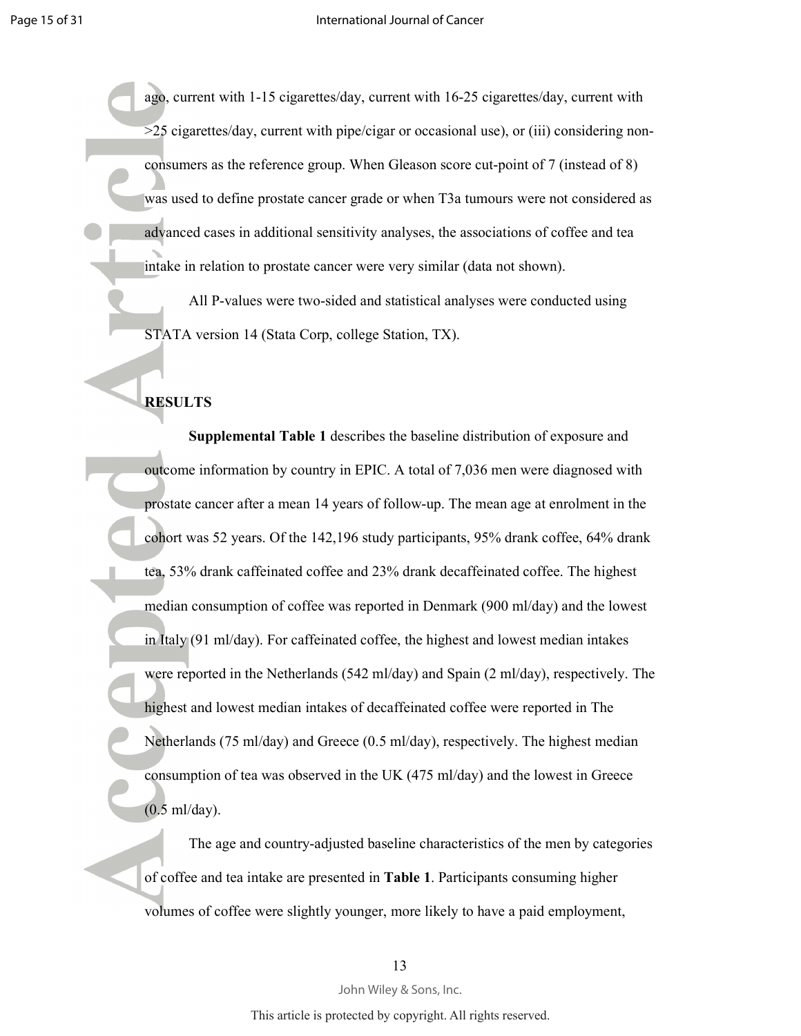ago, current with 1-15 cigarettes/day, current with 16-25 cigarettes/day, current with >25 cigarettes/day, current with pipe/cigar or occasional use), or (iii) considering non-consumers as the reference group. When Gleason score cut-point of 7 (instead of 8) was used to define prostate cancer grade or when T3a tumours were not considered as advanced cases in additional sensitivity analyses, the associations of coffee and tea intake in relation to prostate cancer were very similar (data not shown).

All P-values were two-sided and statistical analyses were conducted using STATA version 14 (Stata Corp, college Station, TX).

## RESULTS

**Supplemental Table 1** describes the baseline distribution of exposure and outcome information by country in EPIC. A total of 7,036 men were diagnosed with prostate cancer after a mean 14 years of follow-up. The mean age at enrolment in the cohort was 52 years. Of the 142,196 study participants, 95% drank coffee, 64% drank tea, 53% drank caffeinated coffee and 23% drank decaffeinated coffee. The highest median consumption of coffee was reported in Denmark (900 ml/day) and the lowest in Italy (91 ml/day). For caffeinated coffee, the highest and lowest median intakes were reported in the Netherlands (542 ml/day) and Spain (2 ml/day), respectively. The highest and lowest median intakes of decaffeinated coffee were reported in The Netherlands (75 ml/day) and Greece (0.5 ml/day), respectively. The highest median consumption of tea was observed in the UK (475 ml/day) and the lowest in Greece (0.5 ml/day).

The age and country-adjusted baseline characteristics of the men by categories of coffee and tea intake are presented in **Table 1**. Participants consuming higher volumes of coffee were slightly younger, more likely to have a paid employment,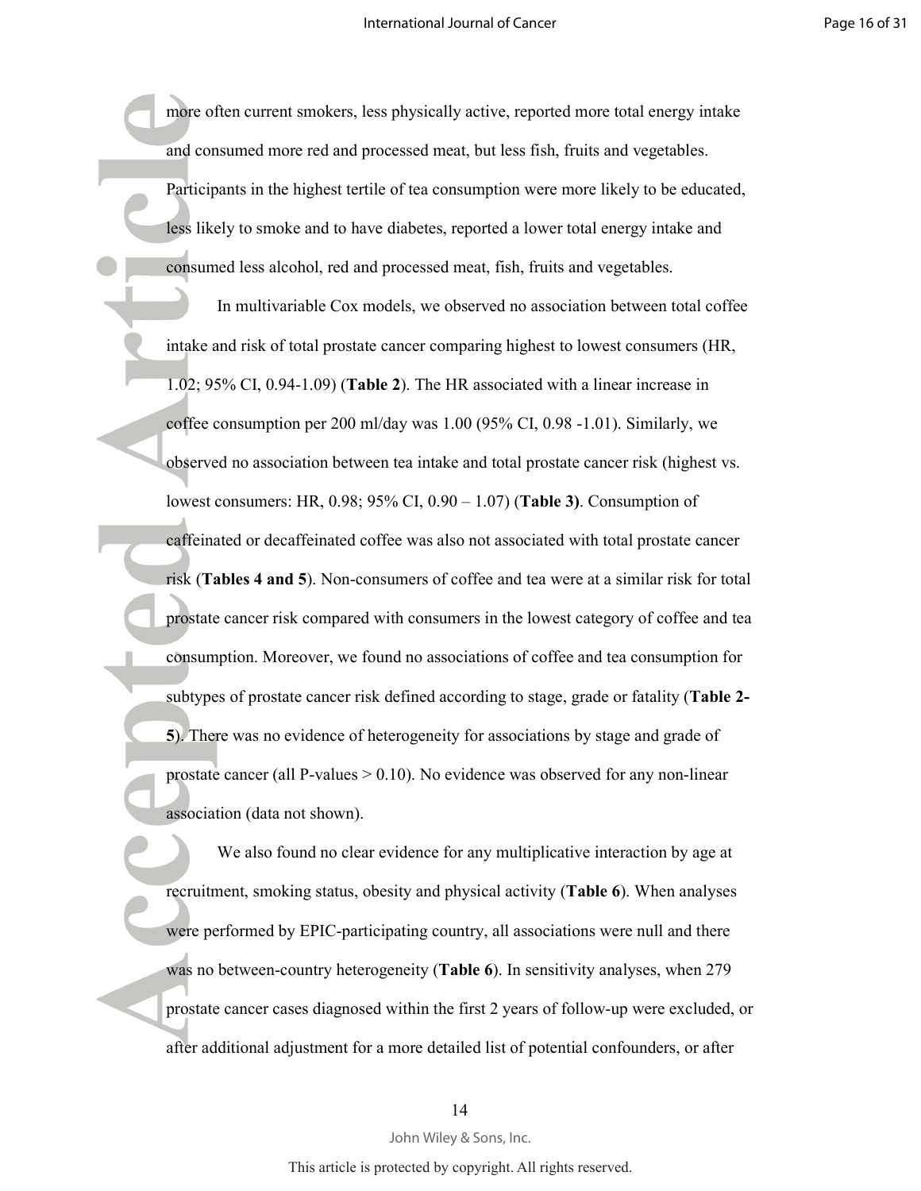more often current smokers, less physically active, reported more total energy intake and consumed more red and processed meat, but less fish, fruits and vegetables. Participants in the highest tertile of tea consumption were more likely to be educated, less likely to smoke and to have diabetes, reported a lower total energy intake and consumed less alcohol, red and processed meat, fish, fruits and vegetables.

In multivariable Cox models, we observed no association between total coffee intake and risk of total prostate cancer comparing highest to lowest consumers (HR, 1.02; 95% CI, 0.94-1.09) (**Table 2**). The HR associated with a linear increase in coffee consumption per 200 ml/day was 1.00 (95% CI, 0.98 -1.01). Similarly, we observed no association between tea intake and total prostate cancer risk (highest vs. lowest consumers: HR, 0.98; 95% CI, 0.90 – 1.07) (**Table 3)**. Consumption of caffeinated or decaffeinated coffee was also not associated with total prostate cancer risk (**Tables 4 and 5**). Non-consumers of coffee and tea were at a similar risk for total prostate cancer risk compared with consumers in the lowest category of coffee and tea consumption. Moreover, we found no associations of coffee and tea consumption for subtypes of prostate cancer risk defined according to stage, grade or fatality (**Table 2-5**). There was no evidence of heterogeneity for associations by stage and grade of prostate cancer (all P-values > 0.10). No evidence was observed for any non-linear association (data not shown).

We also found no clear evidence for any multiplicative interaction by age at recruitment, smoking status, obesity and physical activity (**Table 6**). When analyses were performed by EPIC-participating country, all associations were null and there was no between-country heterogeneity (**Table 6**). In sensitivity analyses, when 279 prostate cancer cases diagnosed within the first 2 years of follow-up were excluded, or after additional adjustment for a more detailed list of potential confounders, or after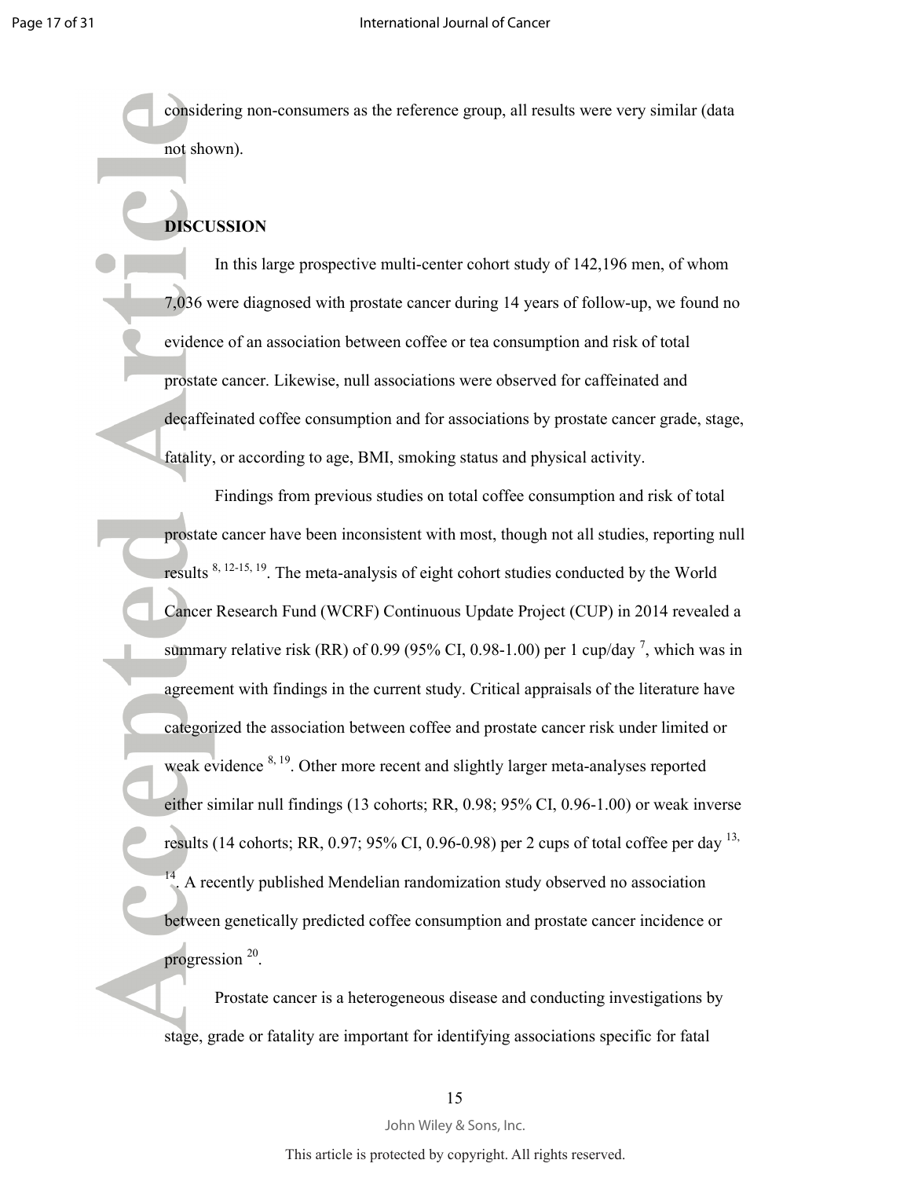considering non-consumers as the reference group, all results were very similar (data not shown).

## DISCUSSION

In this large prospective multi-center cohort study of 142,196 men, of whom 7,036 were diagnosed with prostate cancer during 14 years of follow-up, we found no evidence of an association between coffee or tea consumption and risk of total prostate cancer. Likewise, null associations were observed for caffeinated and decaffeinated coffee consumption and for associations by prostate cancer grade, stage, fatality, or according to age, BMI, smoking status and physical activity.

Findings from previous studies on total coffee consumption and risk of total prostate cancer have been inconsistent with most, though not all studies, reporting null results [8, 12-15, 19]. The meta-analysis of eight cohort studies conducted by the World Cancer Research Fund (WCRF) Continuous Update Project (CUP) in 2014 revealed a summary relative risk (RR) of 0.99 (95% CI, 0.98-1.00) per 1 cup/day [7], which was in agreement with findings in the current study. Critical appraisals of the literature have categorized the association between coffee and prostate cancer risk under limited or weak evidence [8, 19]. Other more recent and slightly larger meta-analyses reported either similar null findings (13 cohorts; RR, 0.98; 95% CI, 0.96-1.00) or weak inverse results (14 cohorts; RR, 0.97; 95% CI, 0.96-0.98) per 2 cups of total coffee per day [13, 14]. A recently published Mendelian randomization study observed no association between genetically predicted coffee consumption and prostate cancer incidence or progression [20].

Prostate cancer is a heterogeneous disease and conducting investigations by stage, grade or fatality are important for identifying associations specific for fatal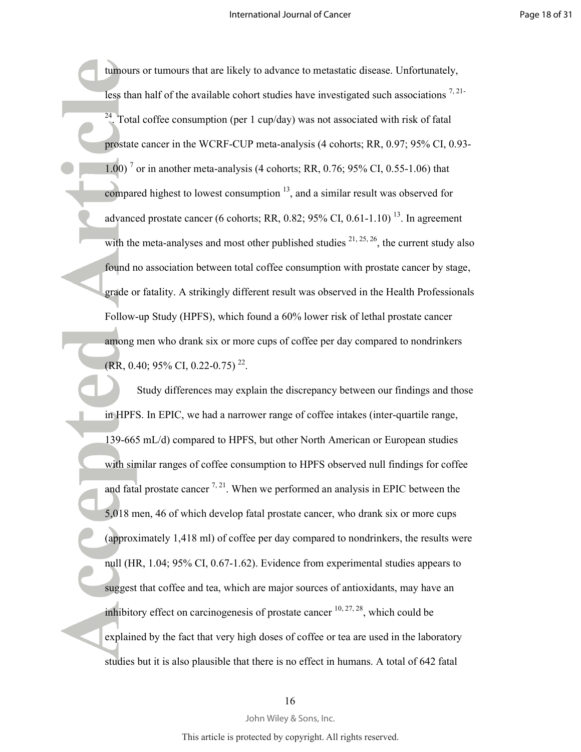tumours or tumours that are likely to advance to metastatic disease. Unfortunately, less than half of the available cohort studies have investigated such associations [7, 21-24]. Total coffee consumption (per 1 cup/day) was not associated with risk of fatal prostate cancer in the WCRF-CUP meta-analysis (4 cohorts; RR, 0.97; 95% CI, 0.93-1.00) [7] or in another meta-analysis (4 cohorts; RR, 0.76; 95% CI, 0.55-1.06) that compared highest to lowest consumption [13], and a similar result was observed for advanced prostate cancer (6 cohorts; RR, 0.82; 95% CI, 0.61-1.10) [13]. In agreement with the meta-analyses and most other published studies [21, 25, 26], the current study also found no association between total coffee consumption with prostate cancer by stage, grade or fatality. A strikingly different result was observed in the Health Professionals Follow-up Study (HPFS), which found a 60% lower risk of lethal prostate cancer among men who drank six or more cups of coffee per day compared to nondrinkers (RR, 0.40; 95% CI, 0.22-0.75) [22].

Study differences may explain the discrepancy between our findings and those in HPFS. In EPIC, we had a narrower range of coffee intakes (inter-quartile range, 139-665 mL/d) compared to HPFS, but other North American or European studies with similar ranges of coffee consumption to HPFS observed null findings for coffee and fatal prostate cancer [7, 21]. When we performed an analysis in EPIC between the 5,018 men, 46 of which develop fatal prostate cancer, who drank six or more cups (approximately 1,418 ml) of coffee per day compared to nondrinkers, the results were null (HR, 1.04; 95% CI, 0.67-1.62). Evidence from experimental studies appears to suggest that coffee and tea, which are major sources of antioxidants, may have an inhibitory effect on carcinogenesis of prostate cancer [10, 27, 28], which could be explained by the fact that very high doses of coffee or tea are used in the laboratory studies but it is also plausible that there is no effect in humans. A total of 642 fatal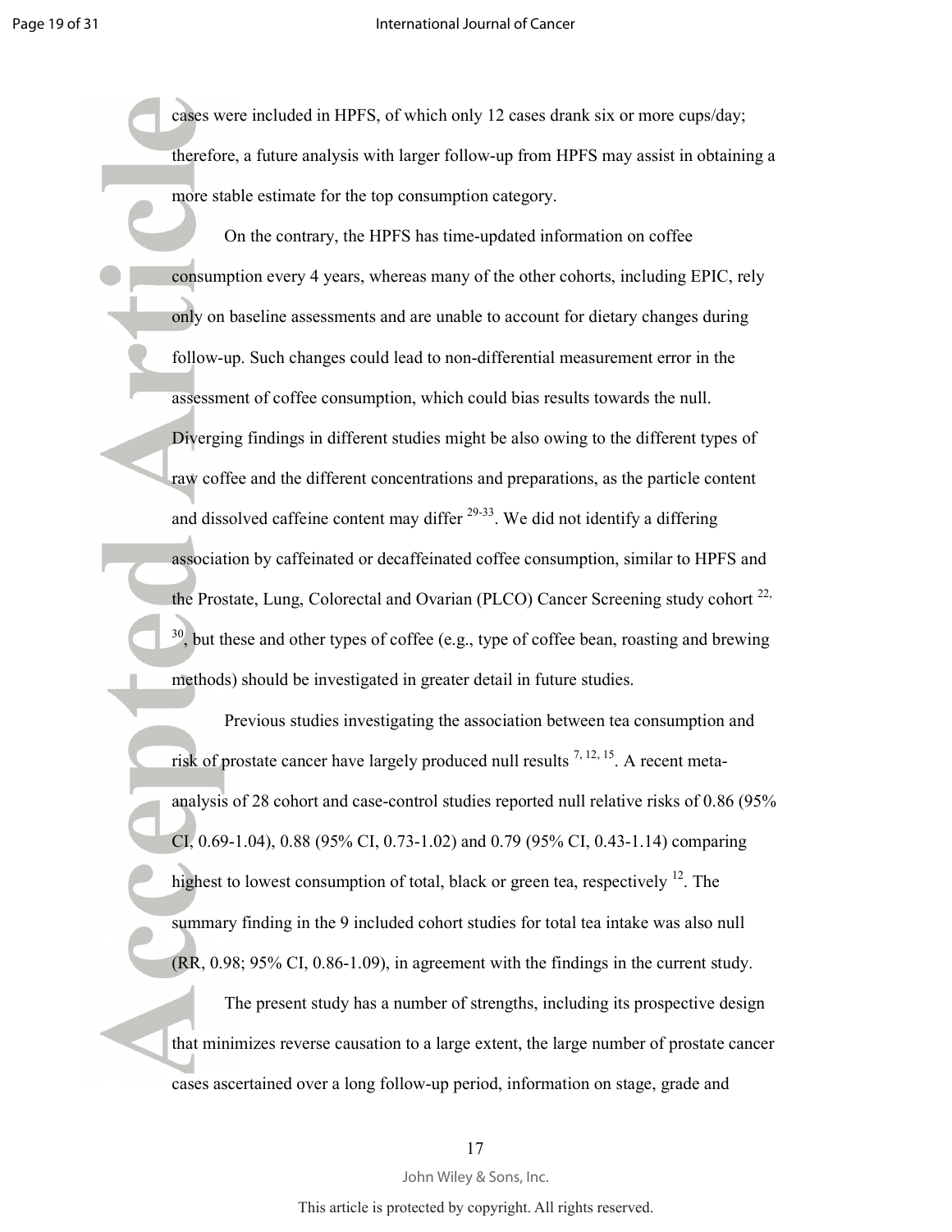cases were included in HPFS, of which only 12 cases drank six or more cups/day; therefore, a future analysis with larger follow-up from HPFS may assist in obtaining a more stable estimate for the top consumption category.

On the contrary, the HPFS has time-updated information on coffee consumption every 4 years, whereas many of the other cohorts, including EPIC, rely only on baseline assessments and are unable to account for dietary changes during follow-up. Such changes could lead to non-differential measurement error in the assessment of coffee consumption, which could bias results towards the null. Diverging findings in different studies might be also owing to the different types of raw coffee and the different concentrations and preparations, as the particle content and dissolved caffeine content may differ [29-33]. We did not identify a differing association by caffeinated or decaffeinated coffee consumption, similar to HPFS and the Prostate, Lung, Colorectal and Ovarian (PLCO) Cancer Screening study cohort [22, 30], but these and other types of coffee (e.g., type of coffee bean, roasting and brewing methods) should be investigated in greater detail in future studies.

Previous studies investigating the association between tea consumption and risk of prostate cancer have largely produced null results [7, 12, 15]. A recent meta-analysis of 28 cohort and case-control studies reported null relative risks of 0.86 (95% CI, 0.69-1.04), 0.88 (95% CI, 0.73-1.02) and 0.79 (95% CI, 0.43-1.14) comparing highest to lowest consumption of total, black or green tea, respectively [12]. The summary finding in the 9 included cohort studies for total tea intake was also null (RR, 0.98; 95% CI, 0.86-1.09), in agreement with the findings in the current study.

The present study has a number of strengths, including its prospective design that minimizes reverse causation to a large extent, the large number of prostate cancer cases ascertained over a long follow-up period, information on stage, grade and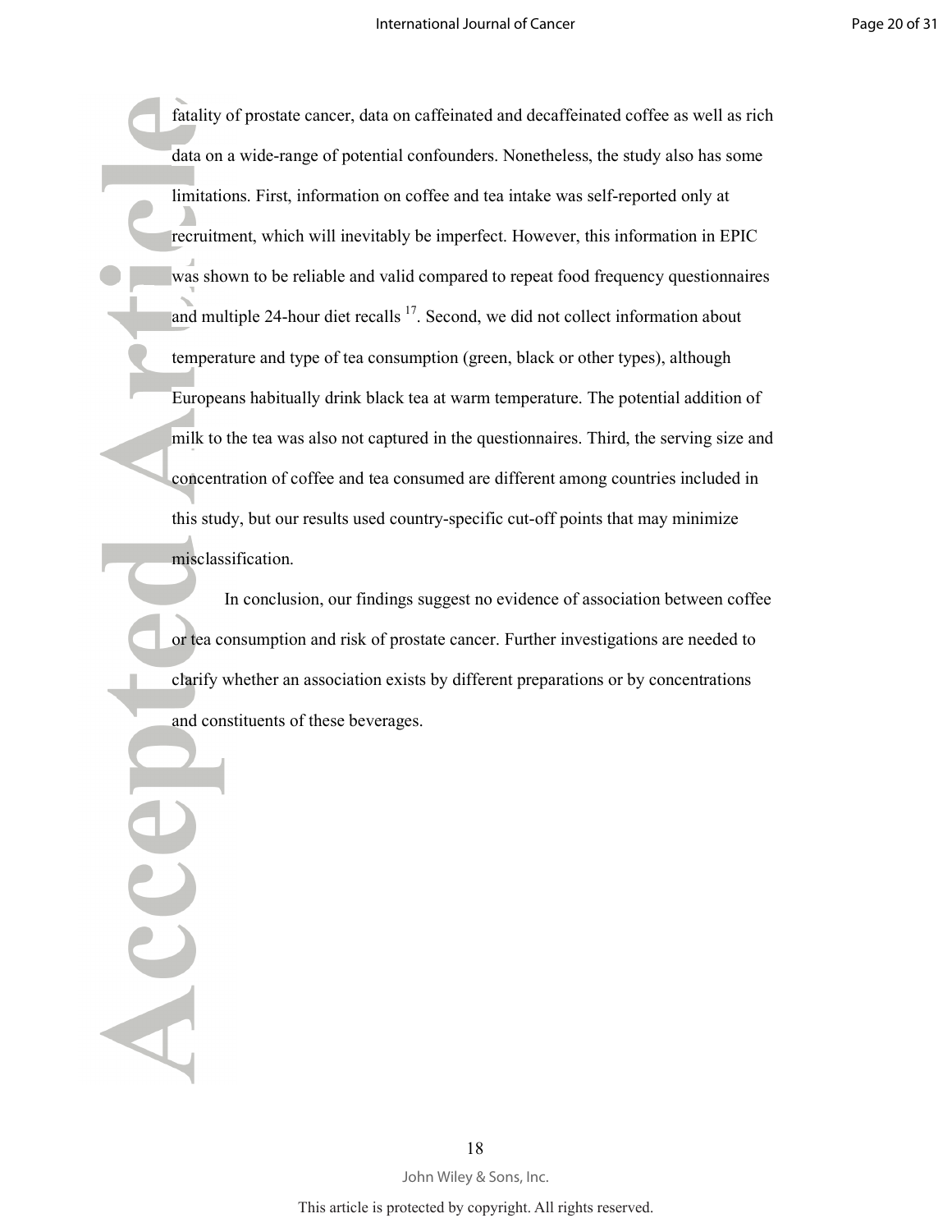fatality of prostate cancer, data on caffeinated and decaffeinated coffee as well as rich data on a wide-range of potential confounders. Nonetheless, the study also has some limitations. First, information on coffee and tea intake was self-reported only at recruitment, which will inevitably be imperfect. However, this information in EPIC was shown to be reliable and valid compared to repeat food frequency questionnaires and multiple 24-hour diet recalls [17]. Second, we did not collect information about temperature and type of tea consumption (green, black or other types), although Europeans habitually drink black tea at warm temperature. The potential addition of milk to the tea was also not captured in the questionnaires. Third, the serving size and concentration of coffee and tea consumed are different among countries included in this study, but our results used country-specific cut-off points that may minimize misclassification.

In conclusion, our findings suggest no evidence of association between coffee or tea consumption and risk of prostate cancer. Further investigations are needed to clarify whether an association exists by different preparations or by concentrations and constituents of these beverages.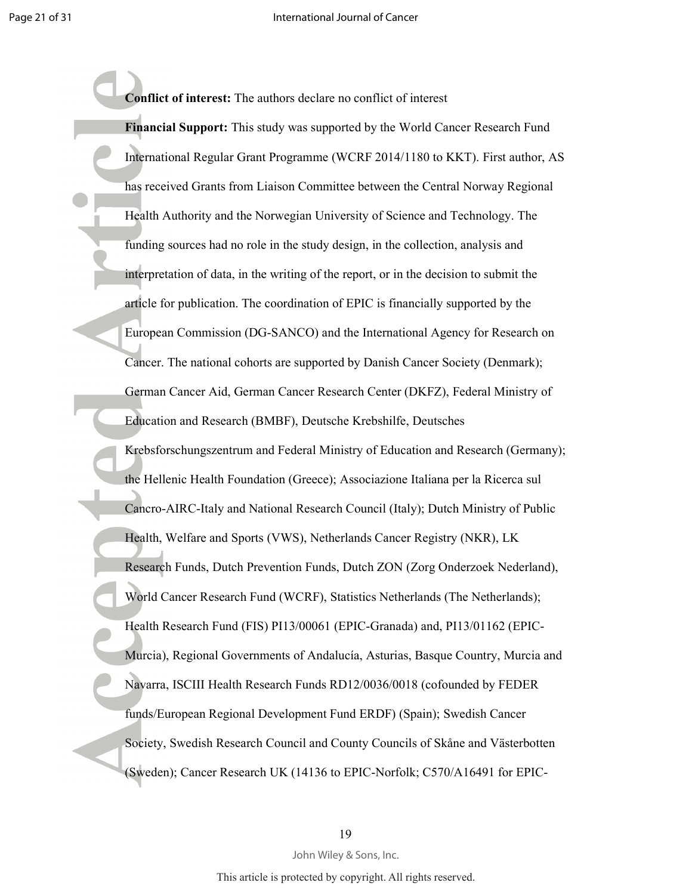**Conflict of interest:** The authors declare no conflict of interest

**Financial Support:** This study was supported by the World Cancer Research Fund International Regular Grant Programme (WCRF 2014/1180 to KKT). First author, AS has received Grants from Liaison Committee between the Central Norway Regional Health Authority and the Norwegian University of Science and Technology. The funding sources had no role in the study design, in the collection, analysis and interpretation of data, in the writing of the report, or in the decision to submit the article for publication. The coordination of EPIC is financially supported by the European Commission (DG-SANCO) and the International Agency for Research on Cancer. The national cohorts are supported by Danish Cancer Society (Denmark); German Cancer Aid, German Cancer Research Center (DKFZ), Federal Ministry of Education and Research (BMBF), Deutsche Krebshilfe, Deutsches Krebsforschungszentrum and Federal Ministry of Education and Research (Germany); the Hellenic Health Foundation (Greece); Associazione Italiana per la Ricerca sul Cancro-AIRC-Italy and National Research Council (Italy); Dutch Ministry of Public Health, Welfare and Sports (VWS), Netherlands Cancer Registry (NKR), LK Research Funds, Dutch Prevention Funds, Dutch ZON (Zorg Onderzoek Nederland), World Cancer Research Fund (WCRF), Statistics Netherlands (The Netherlands); Health Research Fund (FIS) PI13/00061 (EPIC-Granada) and, PI13/01162 (EPIC-Murcia), Regional Governments of Andalucía, Asturias, Basque Country, Murcia and Navarra, ISCIII Health Research Funds RD12/0036/0018 (cofounded by FEDER funds/European Regional Development Fund ERDF) (Spain); Swedish Cancer Society, Swedish Research Council and County Councils of Skåne and Västerbotten (Sweden); Cancer Research UK (14136 to EPIC-Norfolk; C570/A16491 for EPIC-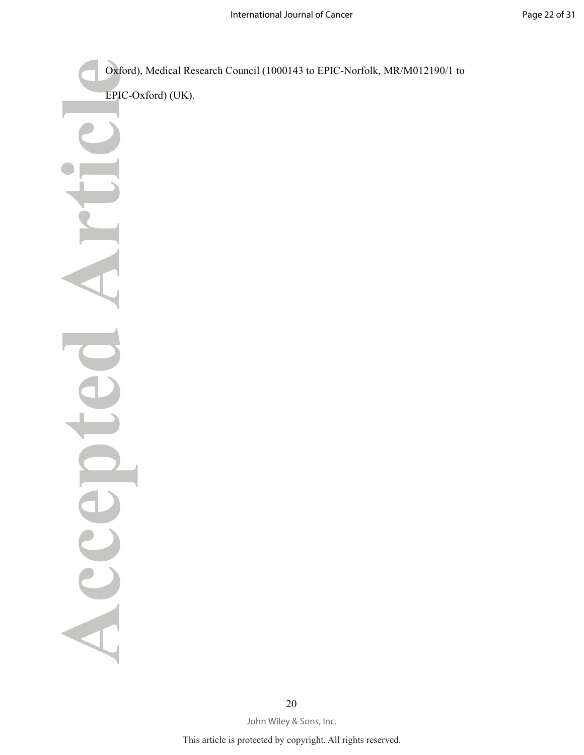Oxford), Medical Research Council (1000143 to EPIC-Norfolk, MR/M012190/1 to EPIC-Oxford) (UK).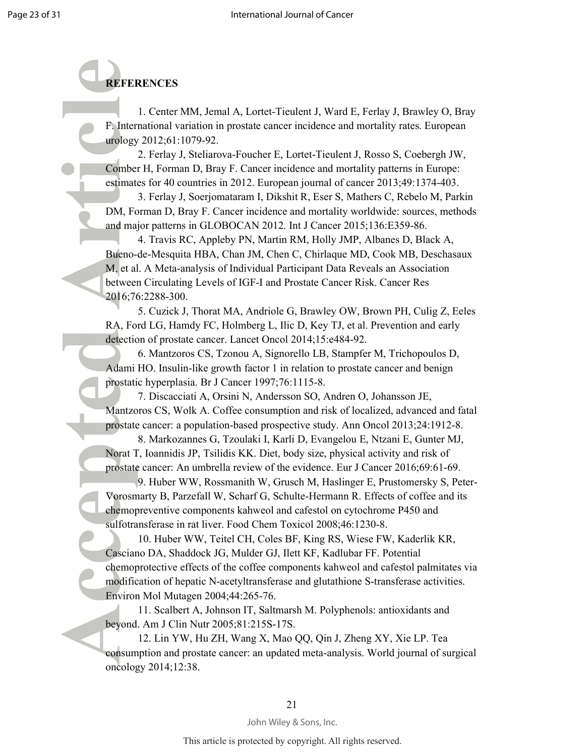**REFERENCES**

1. Center MM, Jemal A, Lortet-Tieulent J, Ward E, Ferlay J, Brawley O, Bray F. International variation in prostate cancer incidence and mortality rates. European urology 2012;61:1079-92.
2. Ferlay J, Steliarova-Foucher E, Lortet-Tieulent J, Rosso S, Coebergh JW, Comber H, Forman D, Bray F. Cancer incidence and mortality patterns in Europe: estimates for 40 countries in 2012. European journal of cancer 2013;49:1374-403.
3. Ferlay J, Soerjomataram I, Dikshit R, Eser S, Mathers C, Rebelo M, Parkin DM, Forman D, Bray F. Cancer incidence and mortality worldwide: sources, methods and major patterns in GLOBOCAN 2012. Int J Cancer 2015;136:E359-86.
4. Travis RC, Appleby PN, Martin RM, Holly JMP, Albanes D, Black A, Bueno-de-Mesquita HBA, Chan JM, Chen C, Chirlaque MD, Cook MB, Deschasaux M, et al. A Meta-analysis of Individual Participant Data Reveals an Association between Circulating Levels of IGF-I and Prostate Cancer Risk. Cancer Res 2016;76:2288-300.
5. Cuzick J, Thorat MA, Andriole G, Brawley OW, Brown PH, Culig Z, Eeles RA, Ford LG, Hamdy FC, Holmberg L, Ilic D, Key TJ, et al. Prevention and early detection of prostate cancer. Lancet Oncol 2014;15:e484-92.
6. Mantzoros CS, Tzonou A, Signorello LB, Stampfer M, Trichopoulos D, Adami HO. Insulin-like growth factor 1 in relation to prostate cancer and benign prostatic hyperplasia. Br J Cancer 1997;76:1115-8.
7. Discacciati A, Orsini N, Andersson SO, Andren O, Johansson JE, Mantzoros CS, Wolk A. Coffee consumption and risk of localized, advanced and fatal prostate cancer: a population-based prospective study. Ann Oncol 2013;24:1912-8.
8. Markozannes G, Tzoulaki I, Karli D, Evangelou E, Ntzani E, Gunter MJ, Norat T, Ioannidis JP, Tsilidis KK. Diet, body size, physical activity and risk of prostate cancer: An umbrella review of the evidence. Eur J Cancer 2016;69:61-69.
9. Huber WW, Rossmanith W, Grusch M, Haslinger E, Prustomersky S, Peter-Vorosmarty B, Parzefall W, Scharf G, Schulte-Hermann R. Effects of coffee and its chemopreventive components kahweol and cafestol on cytochrome P450 and sulfotransferase in rat liver. Food Chem Toxicol 2008;46:1230-8.
10. Huber WW, Teitel CH, Coles BF, King RS, Wiese FW, Kaderlik KR, Casciano DA, Shaddock JG, Mulder GJ, Ilett KF, Kadlubar FF. Potential chemoprotective effects of the coffee components kahweol and cafestol palmitates via modification of hepatic N-acetyltransferase and glutathione S-transferase activities. Environ Mol Mutagen 2004;44:265-76.
11. Scalbert A, Johnson IT, Saltmarsh M. Polyphenols: antioxidants and beyond. Am J Clin Nutr 2005;81:215S-17S.
12. Lin YW, Hu ZH, Wang X, Mao QQ, Qin J, Zheng XY, Xie LP. Tea consumption and prostate cancer: an updated meta-analysis. World journal of surgical oncology 2014;12:38.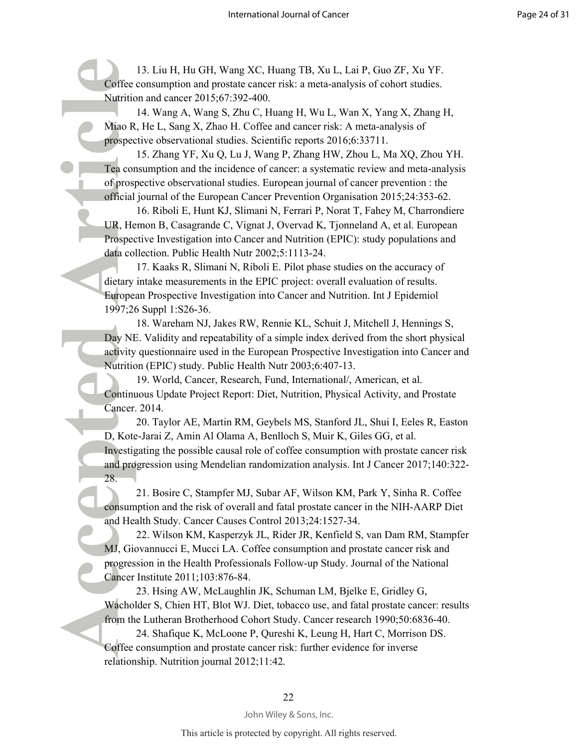13. Liu H, Hu GH, Wang XC, Huang TB, Xu L, Lai P, Guo ZF, Xu YF. Coffee consumption and prostate cancer risk: a meta-analysis of cohort studies. Nutrition and cancer 2015;67:392-400.

14. Wang A, Wang S, Zhu C, Huang H, Wu L, Wan X, Yang X, Zhang H, Miao R, He L, Sang X, Zhao H. Coffee and cancer risk: A meta-analysis of prospective observational studies. Scientific reports 2016;6:33711.

15. Zhang YF, Xu Q, Lu J, Wang P, Zhang HW, Zhou L, Ma XQ, Zhou YH. Tea consumption and the incidence of cancer: a systematic review and meta-analysis of prospective observational studies. European journal of cancer prevention : the official journal of the European Cancer Prevention Organisation 2015;24:353-62.

16. Riboli E, Hunt KJ, Slimani N, Ferrari P, Norat T, Fahey M, Charrondiere UR, Hemon B, Casagrande C, Vignat J, Overvad K, Tjonneland A, et al. European Prospective Investigation into Cancer and Nutrition (EPIC): study populations and data collection. Public Health Nutr 2002;5:1113-24.

17. Kaaks R, Slimani N, Riboli E. Pilot phase studies on the accuracy of dietary intake measurements in the EPIC project: overall evaluation of results. European Prospective Investigation into Cancer and Nutrition. Int J Epidemiol 1997;26 Suppl 1:S26-36.

18. Wareham NJ, Jakes RW, Rennie KL, Schuit J, Mitchell J, Hennings S, Day NE. Validity and repeatability of a simple index derived from the short physical activity questionnaire used in the European Prospective Investigation into Cancer and Nutrition (EPIC) study. Public Health Nutr 2003;6:407-13.

19. World, Cancer, Research, Fund, International/, American, et al. Continuous Update Project Report: Diet, Nutrition, Physical Activity, and Prostate Cancer. 2014.

20. Taylor AE, Martin RM, Geybels MS, Stanford JL, Shui I, Eeles R, Easton D, Kote-Jarai Z, Amin Al Olama A, Benlloch S, Muir K, Giles GG, et al. Investigating the possible causal role of coffee consumption with prostate cancer risk and progression using Mendelian randomization analysis. Int J Cancer 2017;140:322-28.

21. Bosire C, Stampfer MJ, Subar AF, Wilson KM, Park Y, Sinha R. Coffee consumption and the risk of overall and fatal prostate cancer in the NIH-AARP Diet and Health Study. Cancer Causes Control 2013;24:1527-34.

22. Wilson KM, Kasperzyk JL, Rider JR, Kenfield S, van Dam RM, Stampfer MJ, Giovannucci E, Mucci LA. Coffee consumption and prostate cancer risk and progression in the Health Professionals Follow-up Study. Journal of the National Cancer Institute 2011;103:876-84.

23. Hsing AW, McLaughlin JK, Schuman LM, Bjelke E, Gridley G, Wacholder S, Chien HT, Blot WJ. Diet, tobacco use, and fatal prostate cancer: results from the Lutheran Brotherhood Cohort Study. Cancer research 1990;50:6836-40.

24. Shafique K, McLoone P, Qureshi K, Leung H, Hart C, Morrison DS. Coffee consumption and prostate cancer risk: further evidence for inverse relationship. Nutrition journal 2012;11:42.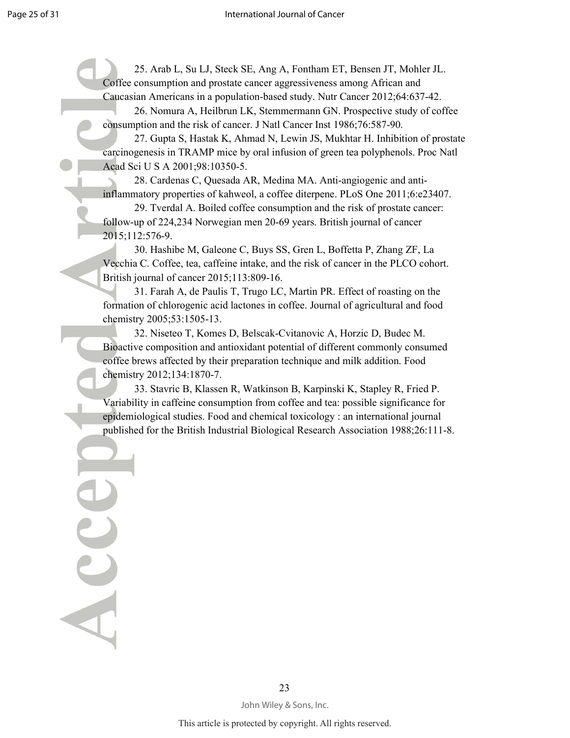25. Arab L, Su LJ, Steck SE, Ang A, Fontham ET, Bensen JT, Mohler JL. Coffee consumption and prostate cancer aggressiveness among African and Caucasian Americans in a population-based study. Nutr Cancer 2012;64:637-42.

26. Nomura A, Heilbrun LK, Stemmermann GN. Prospective study of coffee consumption and the risk of cancer. J Natl Cancer Inst 1986;76:587-90.

27. Gupta S, Hastak K, Ahmad N, Lewin JS, Mukhtar H. Inhibition of prostate carcinogenesis in TRAMP mice by oral infusion of green tea polyphenols. Proc Natl Acad Sci U S A 2001;98:10350-5.

28. Cardenas C, Quesada AR, Medina MA. Anti-angiogenic and anti-inflammatory properties of kahweol, a coffee diterpene. PLoS One 2011;6:e23407.

29. Tverdal A. Boiled coffee consumption and the risk of prostate cancer: follow-up of 224,234 Norwegian men 20-69 years. British journal of cancer 2015;112:576-9.

30. Hashibe M, Galeone C, Buys SS, Gren L, Boffetta P, Zhang ZF, La Vecchia C. Coffee, tea, caffeine intake, and the risk of cancer in the PLCO cohort. British journal of cancer 2015;113:809-16.

31. Farah A, de Paulis T, Trugo LC, Martin PR. Effect of roasting on the formation of chlorogenic acid lactones in coffee. Journal of agricultural and food chemistry 2005;53:1505-13.

32. Niseteo T, Komes D, Belscak-Cvitanovic A, Horzic D, Budec M. Bioactive composition and antioxidant potential of different commonly consumed coffee brews affected by their preparation technique and milk addition. Food chemistry 2012;134:1870-7.

33. Stavric B, Klassen R, Watkinson B, Karpinski K, Stapley R, Fried P. Variability in caffeine consumption from coffee and tea: possible significance for epidemiological studies. Food and chemical toxicology : an international journal published for the British Industrial Biological Research Association 1988;26:111-8.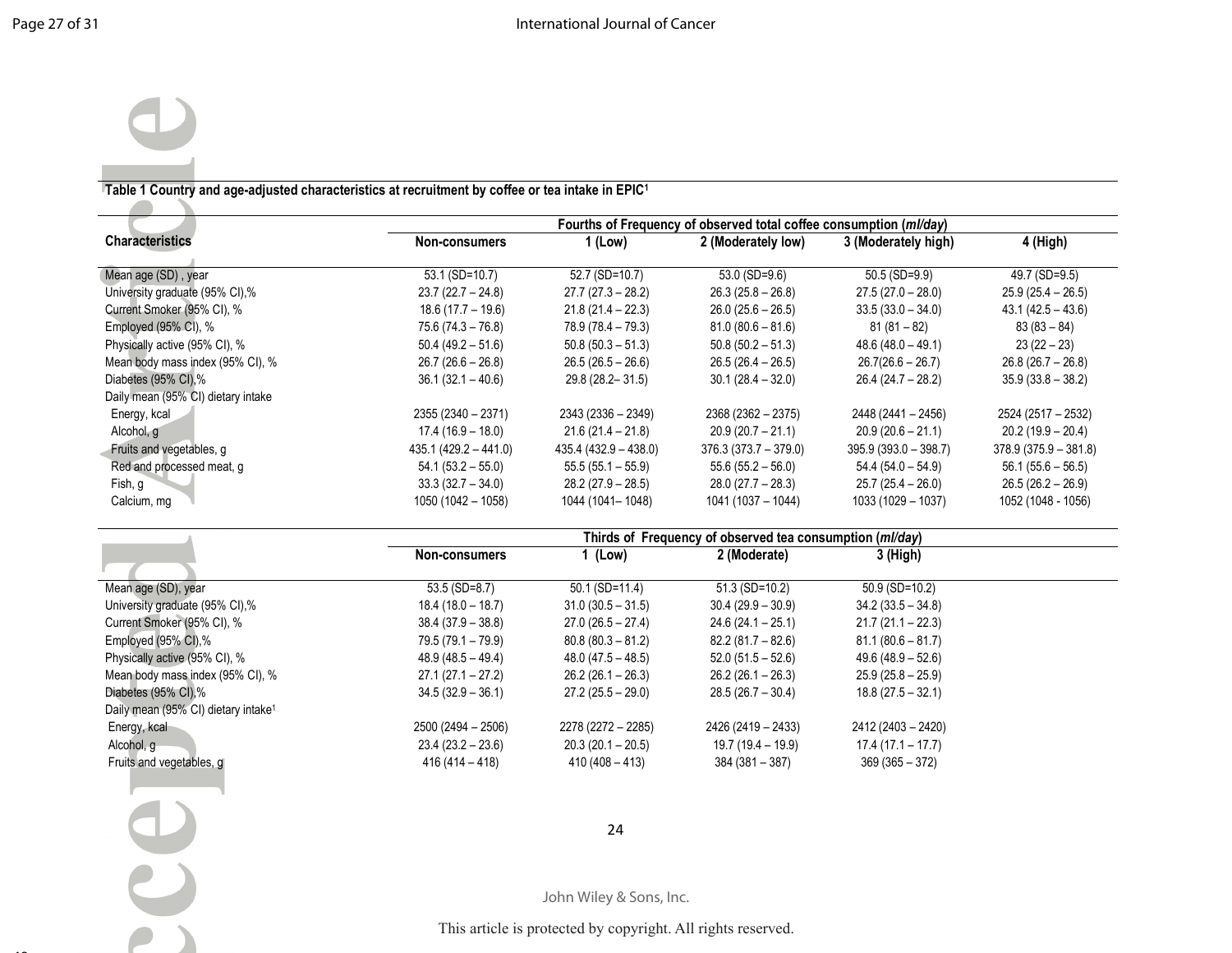**Table 1 Country and age-adjusted characteristics at recruitment by coffee or tea intake in EPIC[1]**

| Characteristics | Non-consumers | 1 (Low) | 2 (Moderately low) | 3 (Moderately high) | 4 (High) |
|---|---|---|---|---|---|
| | Fourths of Frequency of observed total coffee consumption (*ml/day*) | | | | |
| Mean age (SD) , year | 53.1 (SD=10.7) | 52.7 (SD=10.7) | 53.0 (SD=9.6) | 50.5 (SD=9.9) | 49.7 (SD=9.5) |
| University graduate (95% CI),% | 23.7 (22.7 – 24.8) | 27.7 (27.3 – 28.2) | 26.3 (25.8 – 26.8) | 27.5 (27.0 – 28.0) | 25.9 (25.4 – 26.5) |
| Current Smoker (95% CI), % | 18.6 (17.7 – 19.6) | 21.8 (21.4 – 22.3) | 26.0 (25.6 – 26.5) | 33.5 (33.0 – 34.0) | 43.1 (42.5 – 43.6) |
| Employed (95% CI), % | 75.6 (74.3 – 76.8) | 78.9 (78.4 – 79.3) | 81.0 (80.6 – 81.6) | 81 (81 – 82) | 83 (83 – 84) |
| Physically active (95% CI), % | 50.4 (49.2 – 51.6) | 50.8 (50.3 – 51.3) | 50.8 (50.2 – 51.3) | 48.6 (48.0 – 49.1) | 23 (22 – 23) |
| Mean body mass index (95% CI), % | 26.7 (26.6 – 26.8) | 26.5 (26.5 – 26.6) | 26.5 (26.4 – 26.5) | 26.7(26.6 – 26.7) | 26.8 (26.7 – 26.8) |
| Diabetes (95% CI),% | 36.1 (32.1 – 40.6) | 29.8 (28.2– 31.5) | 30.1 (28.4 – 32.0) | 26.4 (24.7 – 28.2) | 35.9 (33.8 – 38.2) |
| Daily mean (95% CI) dietary intake | | | | | |
| Energy, kcal | 2355 (2340 – 2371) | 2343 (2336 – 2349) | 2368 (2362 – 2375) | 2448 (2441 – 2456) | 2524 (2517 – 2532) |
| Alcohol, g | 17.4 (16.9 – 18.0) | 21.6 (21.4 – 21.8) | 20.9 (20.7 – 21.1) | 20.9 (20.6 – 21.1) | 20.2 (19.9 – 20.4) |
| Fruits and vegetables, g | 435.1 (429.2 – 441.0) | 435.4 (432.9 – 438.0) | 376.3 (373.7 – 379.0) | 395.9 (393.0 – 398.7) | 378.9 (375.9 – 381.8) |
| Red and processed meat, g | 54.1 (53.2 – 55.0) | 55.5 (55.1 – 55.9) | 55.6 (55.2 – 56.0) | 54.4 (54.0 – 54.9) | 56.1 (55.6 – 56.5) |
| Fish, g | 33.3 (32.7 – 34.0) | 28.2 (27.9 – 28.5) | 28.0 (27.7 – 28.3) | 25.7 (25.4 – 26.0) | 26.5 (26.2 – 26.9) |
| Calcium, mg | 1050 (1042 – 1058) | 1044 (1041– 1048) | 1041 (1037 – 1044) | 1033 (1029 – 1037) | 1052 (1048 - 1056) |

| | Non-consumers | 1 (Low) | 2 (Moderate) | 3 (High) |
|---|---|---|---|---|
| | Thirds of Frequency of observed tea consumption (*ml/day*) | | | |
| Mean age (SD), year | 53.5 (SD=8.7) | 50.1 (SD=11.4) | 51.3 (SD=10.2) | 50.9 (SD=10.2) |
| University graduate (95% CI),% | 18.4 (18.0 – 18.7) | 31.0 (30.5 – 31.5) | 30.4 (29.9 – 30.9) | 34.2 (33.5 – 34.8) |
| Current Smoker (95% CI), % | 38.4 (37.9 – 38.8) | 27.0 (26.5 – 27.4) | 24.6 (24.1 – 25.1) | 21.7 (21.1 – 22.3) |
| Employed (95% CI),% | 79.5 (79.1 – 79.9) | 80.8 (80.3 – 81.2) | 82.2 (81.7 – 82.6) | 81.1 (80.6 – 81.7) |
| Physically active (95% CI), % | 48.9 (48.5 – 49.4) | 48.0 (47.5 – 48.5) | 52.0 (51.5 – 52.6) | 49.6 (48.9 – 52.6) |
| Mean body mass index (95% CI), % | 27.1 (27.1 – 27.2) | 26.2 (26.1 – 26.3) | 26.2 (26.1 – 26.3) | 25.9 (25.8 – 25.9) |
| Diabetes (95% CI),% | 34.5 (32.9 – 36.1) | 27.2 (25.5 – 29.0) | 28.5 (26.7 – 30.4) | 18.8 (27.5 – 32.1) |
| Daily mean (95% CI) dietary intake[1] | | | | |
| Energy, kcal | 2500 (2494 – 2506) | 2278 (2272 – 2285) | 2426 (2419 – 2433) | 2412 (2403 – 2420) |
| Alcohol, g | 23.4 (23.2 – 23.6) | 20.3 (20.1 – 20.5) | 19.7 (19.4 – 19.9) | 17.4 (17.1 – 17.7) |
| Fruits and vegetables, g | 416 (414 – 418) | 410 (408 – 413) | 384 (381 – 387) | 369 (365 – 372) |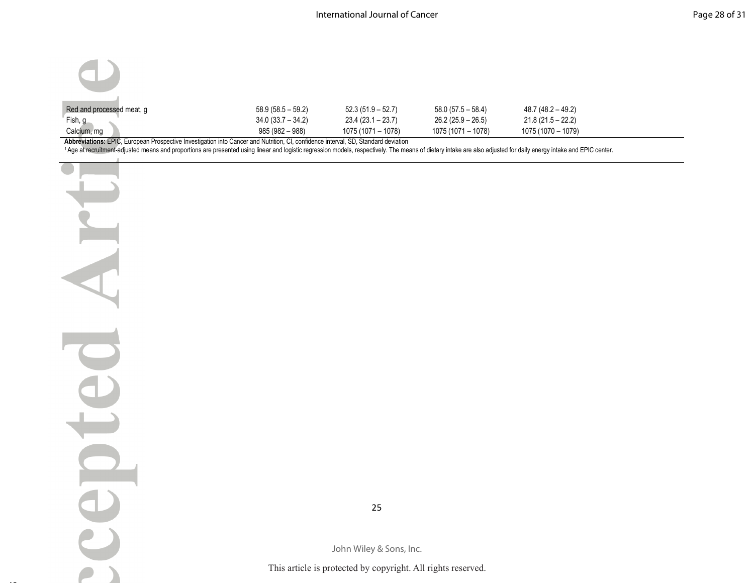| | | | | |
|---|---|---|---|---|
| Red and processed meat, g | 58.9 (58.5 – 59.2) | 52.3 (51.9 – 52.7) | 58.0 (57.5 – 58.4) | 48.7 (48.2 – 49.2) |
| Fish, g | 34.0 (33.7 – 34.2) | 23.4 (23.1 – 23.7) | 26.2 (25.9 – 26.5) | 21.8 (21.5 – 22.2) |
| Calcium, mg | 985 (982 – 988) | 1075 (1071 – 1078) | 1075 (1071 – 1078) | 1075 (1070 – 1079) |

**Abbreviations:** EPIC, European Prospective Investigation into Cancer and Nutrition, CI, confidence interval, SD, Standard deviation

[1] Age at recruitment-adjusted means and proportions are presented using linear and logistic regression models, respectively. The means of dietary intake are also adjusted for daily energy intake and EPIC center.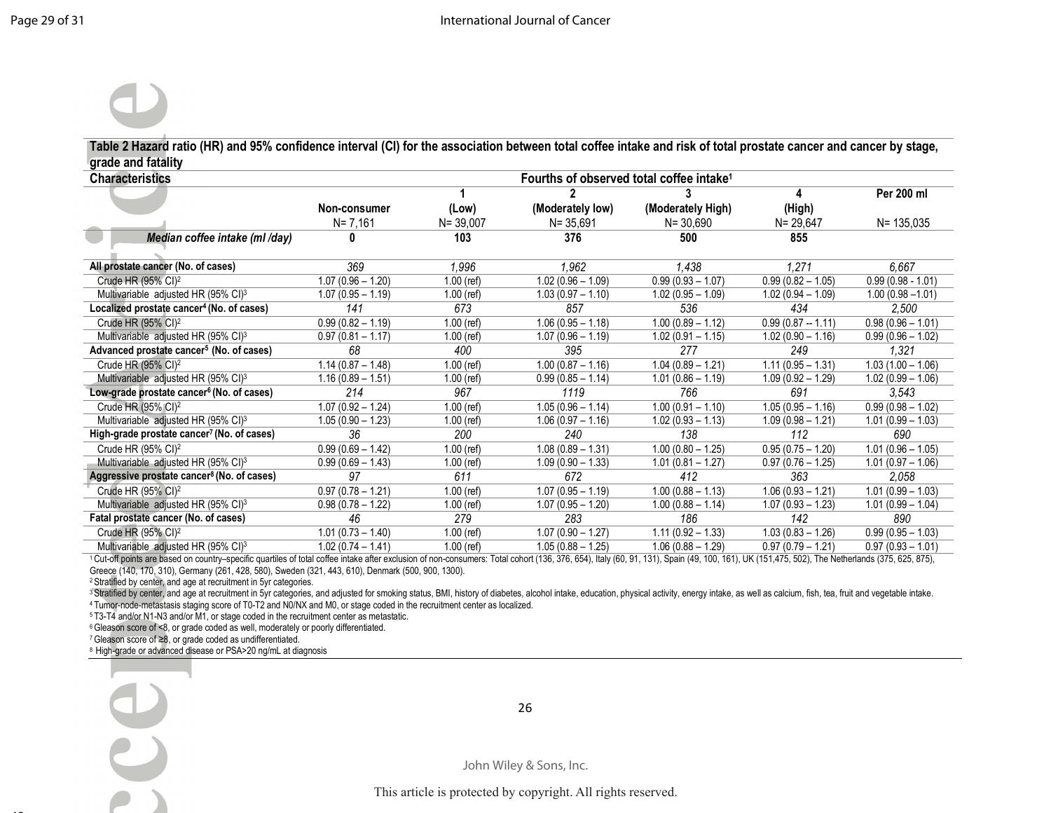**Table 2 Hazard ratio (HR) and 95% confidence interval (CI) for the association between total coffee intake and risk of total prostate cancer and cancer by stage, grade and fatality**

| Characteristics | Fourths of observed total coffee intake[1] | | | | | |
|---|---|---|---|---|---|---|
| | Non-consumer N= 7,161 | 1 (Low) N= 39,007 | 2 (Moderately low) N= 35,691 | 3 (Moderately High) N= 30,690 | 4 (High) N= 29,647 | Per 200 ml N= 135,035 |
| ***Median coffee intake (ml /day)*** | **0** | **103** | **376** | **500** | **855** | |
| **All prostate cancer (No. of cases)** | *369* | *1,996* | *1,962* | *1,438* | *1,271* | *6,667* |
| Crude HR (95% CI)[2] | 1.07 (0.96 – 1.20) | 1.00 (ref) | 1.02 (0.96 – 1.09) | 0.99 (0.93 – 1.07) | 0.99 (0.82 – 1.05) | 0.99 (0.98 - 1.01) |
| Multivariable adjusted HR (95% CI)[3] | 1.07 (0.95 – 1.19) | 1.00 (ref) | 1.03 (0.97 – 1.10) | 1.02 (0.95 – 1.09) | 1.02 (0.94 – 1.09) | 1.00 (0.98 –1.01) |
| **Localized prostate cancer[4] (No. of cases)** | *141* | *673* | *857* | *536* | *434* | *2,500* |
| Crude HR (95% CI)[2] | 0.99 (0.82 – 1.19) | 1.00 (ref) | 1.06 (0.95 – 1.18) | 1.00 (0.89 – 1.12) | 0.99 (0.87 -- 1.11) | 0.98 (0.96 – 1.01) |
| Multivariable adjusted HR (95% CI)[3] | 0.97 (0.81 – 1.17) | 1.00 (ref) | 1.07 (0.96 – 1.19) | 1.02 (0.91 – 1.15) | 1.02 (0.90 – 1.16) | 0.99 (0.96 – 1.02) |
| **Advanced prostate cancer[5] (No. of cases)** | *68* | *400* | *395* | *277* | *249* | *1,321* |
| Crude HR (95% CI)[2] | 1.14 (0.87 – 1.48) | 1.00 (ref) | 1.00 (0.87 – 1.16) | 1.04 (0.89 – 1.21) | 1.11 (0.95 – 1.31) | 1.03 (1.00 – 1.06) |
| Multivariable adjusted HR (95% CI)[3] | 1.16 (0.89 – 1.51) | 1.00 (ref) | 0.99 (0.85 – 1.14) | 1.01 (0.86 – 1.19) | 1.09 (0.92 – 1.29) | 1.02 (0.99 – 1.06) |
| **Low-grade prostate cancer[6] (No. of cases)** | *214* | *967* | *1119* | *766* | *691* | *3,543* |
| Crude HR (95% CI)[2] | 1.07 (0.92 – 1.24) | 1.00 (ref) | 1.05 (0.96 – 1.14) | 1.00 (0.91 – 1.10) | 1.05 (0.95 – 1.16) | 0.99 (0.98 – 1.02) |
| Multivariable adjusted HR (95% CI)[3] | 1.05 (0.90 – 1.23) | 1.00 (ref) | 1.06 (0.97 – 1.16) | 1.02 (0.93 – 1.13) | 1.09 (0.98 – 1.21) | 1.01 (0.99 – 1.03) |
| **High-grade prostate cancer[7] (No. of cases)** | *36* | *200* | *240* | *138* | *112* | *690* |
| Crude HR (95% CI)[2] | 0.99 (0.69 – 1.42) | 1.00 (ref) | 1.08 (0.89 – 1.31) | 1.00 (0.80 – 1.25) | 0.95 (0.75 – 1.20) | 1.01 (0.96 – 1.05) |
| Multivariable adjusted HR (95% CI)[3] | 0.99 (0.69 – 1.43) | 1.00 (ref) | 1.09 (0.90 – 1.33) | 1.01 (0.81 – 1.27) | 0.97 (0.76 – 1.25) | 1.01 (0.97 – 1.06) |
| **Aggressive prostate cancer[8] (No. of cases)** | *97* | *611* | *672* | *412* | *363* | *2,058* |
| Crude HR (95% CI)[2] | 0.97 (0.78 – 1.21) | 1.00 (ref) | 1.07 (0.95 – 1.19) | 1.00 (0.88 – 1.13) | 1.06 (0.93 – 1.21) | 1.01 (0.99 – 1.03) |
| Multivariable adjusted HR (95% CI)[3] | 0.98 (0.78 – 1.22) | 1.00 (ref) | 1.07 (0.95 – 1.20) | 1.00 (0.88 – 1.14) | 1.07 (0.93 – 1.23) | 1.01 (0.99 – 1.04) |
| **Fatal prostate cancer (No. of cases)** | *46* | *279* | *283* | *186* | *142* | *890* |
| Crude HR (95% CI)[2] | 1.01 (0.73 – 1.40) | 1.00 (ref) | 1.07 (0.90 – 1.27) | 1.11 (0.92 – 1.33) | 1.03 (0.83 – 1.26) | 0.99 (0.95 – 1.03) |
| Multivariable adjusted HR (95% CI)[3] | 1.02 (0.74 – 1.41) | 1.00 (ref) | 1.05 (0.88 – 1.25) | 1.06 (0.88 – 1.29) | 0.97 (0.79 – 1.21) | 0.97 (0.93 – 1.01) |

[1] Cut-off points are based on country–specific quartiles of total coffee intake after exclusion of non-consumers: Total cohort (136, 376, 654), Italy (60, 91, 131), Spain (49, 100, 161), UK (151,475, 502), The Netherlands (375, 625, 875), Greece (140, 170, 310), Germany (261, 428, 580), Sweden (321, 443, 610), Denmark (500, 900, 1300).

[2] Stratified by center, and age at recruitment in 5yr categories.

[3] Stratified by center, and age at recruitment in 5yr categories, and adjusted for smoking status, BMI, history of diabetes, alcohol intake, education, physical activity, energy intake, as well as calcium, fish, tea, fruit and vegetable intake.

[4] Tumor-node-metastasis staging score of T0-T2 and N0/NX and M0, or stage coded in the recruitment center as localized.

[5] T3-T4 and/or N1-N3 and/or M1, or stage coded in the recruitment center as metastatic.

[6] Gleason score of <8, or grade coded as well, moderately or poorly differentiated.

[7] Gleason score of ≥8, or grade coded as undifferentiated.

[8] High-grade or advanced disease or PSA>20 ng/mL at diagnosis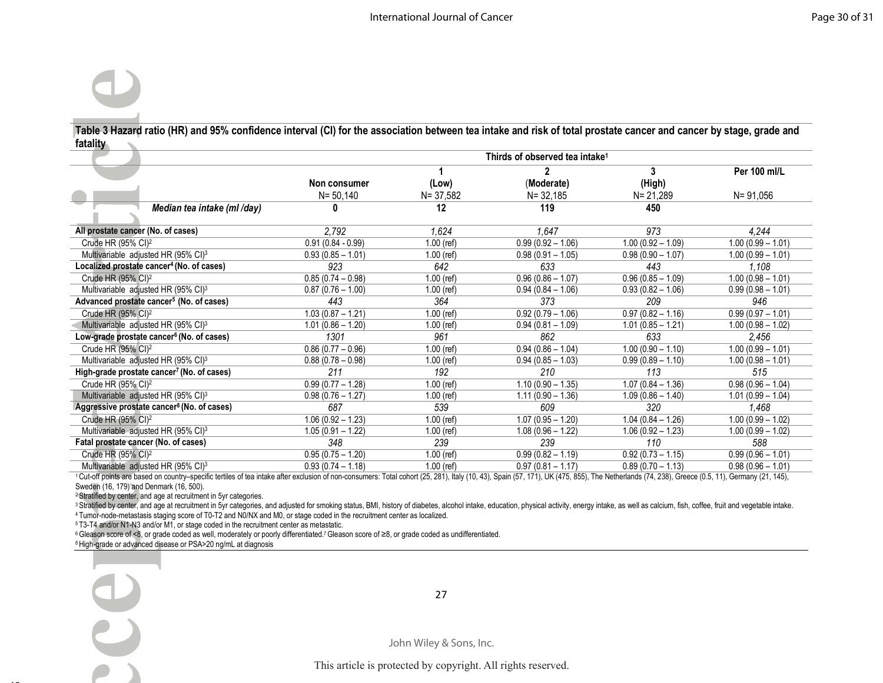**Table 3 Hazard ratio (HR) and 95% confidence interval (CI) for the association between tea intake and risk of total prostate cancer and cancer by stage, grade and fatality**

| | | Thirds of observed tea intake[1] | | | |
|---|---|---|---|---|---|
| | Non consumer | 1 (Low) | 2 (Moderate) | 3 (High) | Per 100 ml/L |
| | N= 50,140 | N= 37,582 | N= 32,185 | N= 21,289 | N= 91,056 |
| ***Median tea intake (ml /day)*** | **0** | **12** | **119** | **450** | |
| **All prostate cancer (No. of cases)** | *2,792* | *1,624* | *1,647* | *973* | *4,244* |
| Crude HR (95% CI)[2] | 0.91 (0.84 - 0.99) | 1.00 (ref) | 0.99 (0.92 – 1.06) | 1.00 (0.92 – 1.09) | 1.00 (0.99 – 1.01) |
| Multivariable adjusted HR (95% CI)[3] | 0.93 (0.85 – 1.01) | 1.00 (ref) | 0.98 (0.91 – 1.05) | 0.98 (0.90 – 1.07) | 1.00 (0.99 – 1.01) |
| **Localized prostate cancer[4] (No. of cases)** | *923* | *642* | *633* | *443* | *1,108* |
| Crude HR (95% CI)[2] | 0.85 (0.74 – 0.98) | 1.00 (ref) | 0.96 (0.86 – 1.07) | 0.96 (0.85 – 1.09) | 1.00 (0.98 – 1.01) |
| Multivariable adjusted HR (95% CI)[3] | 0.87 (0.76 – 1.00) | 1.00 (ref) | 0.94 (0.84 – 1.06) | 0.93 (0.82 – 1.06) | 0.99 (0.98 – 1.01) |
| **Advanced prostate cancer[5] (No. of cases)** | *443* | *364* | *373* | *209* | *946* |
| Crude HR (95% CI)[2] | 1.03 (0.87 – 1.21) | 1.00 (ref) | 0.92 (0.79 – 1.06) | 0.97 (0.82 – 1.16) | 0.99 (0.97 – 1.01) |
| Multivariable adjusted HR (95% CI)[3] | 1.01 (0.86 – 1.20) | 1.00 (ref) | 0.94 (0.81 – 1.09) | 1.01 (0.85 – 1.21) | 1.00 (0.98 – 1.02) |
| **Low-grade prostate cancer[6] (No. of cases)** | *1301* | *961* | *862* | *633* | *2,456* |
| Crude HR (95% CI)[2] | 0.86 (0.77 – 0.96) | 1.00 (ref) | 0.94 (0.86 – 1.04) | 1.00 (0.90 – 1.10) | 1.00 (0.99 – 1.01) |
| Multivariable adjusted HR (95% CI)[3] | 0.88 (0.78 – 0.98) | 1.00 (ref) | 0.94 (0.85 – 1.03) | 0.99 (0.89 – 1.10) | 1.00 (0.98 – 1.01) |
| **High-grade prostate cancer[7] (No. of cases)** | *211* | *192* | *210* | *113* | *515* |
| Crude HR (95% CI)[2] | 0.99 (0.77 – 1.28) | 1.00 (ref) | 1.10 (0.90 – 1.35) | 1.07 (0.84 – 1.36) | 0.98 (0.96 – 1.04) |
| Multivariable adjusted HR (95% CI)[3] | 0.98 (0.76 – 1.27) | 1.00 (ref) | 1.11 (0.90 – 1.36) | 1.09 (0.86 – 1.40) | 1.01 (0.99 – 1.04) |
| **Aggressive prostate cancer[8] (No. of cases)** | *687* | *539* | *609* | *320* | *1,468* |
| Crude HR (95% CI)[2] | 1.06 (0.92 – 1.23) | 1.00 (ref) | 1.07 (0.95 – 1.20) | 1.04 (0.84 – 1.26) | 1.00 (0.99 – 1.02) |
| Multivariable adjusted HR (95% CI)[3] | 1.05 (0.91 – 1.22) | 1.00 (ref) | 1.08 (0.96 – 1.22) | 1.06 (0.92 – 1.23) | 1.00 (0.99 – 1.02) |
| **Fatal prostate cancer (No. of cases)** | *348* | *239* | *239* | *110* | *588* |
| Crude HR (95% CI)[2] | 0.95 (0.75 – 1.20) | 1.00 (ref) | 0.99 (0.82 – 1.19) | 0.92 (0.73 – 1.15) | 0.99 (0.96 – 1.01) |
| Multivariable adjusted HR (95% CI)[3] | 0.93 (0.74 – 1.18) | 1.00 (ref) | 0.97 (0.81 – 1.17) | 0.89 (0.70 – 1.13) | 0.98 (0.96 – 1.01) |

[1] Cut-off points are based on country–specific tertiles of tea intake after exclusion of non-consumers: Total cohort (25, 281), Italy (10, 43), Spain (57, 171), UK (475, 855), The Netherlands (74, 238), Greece (0.5, 11), Germany (21, 145), Sweden (16, 179) and Denmark (16, 500).

[2] Stratified by center, and age at recruitment in 5yr categories.

[3] Stratified by center, and age at recruitment in 5yr categories, and adjusted for smoking status, BMI, history of diabetes, alcohol intake, education, physical activity, energy intake, as well as calcium, fish, coffee, fruit and vegetable intake.

[4] Tumor-node-metastasis staging score of T0-T2 and N0/NX and M0, or stage coded in the recruitment center as localized.

[5] T3-T4 and/or N1-N3 and/or M1, or stage coded in the recruitment center as metastatic.

[6] Gleason score of <8, or grade coded as well, moderately or poorly differentiated. [7] Gleason score of ≥8, or grade coded as undifferentiated.

[8] High-grade or advanced disease or PSA>20 ng/mL at diagnosis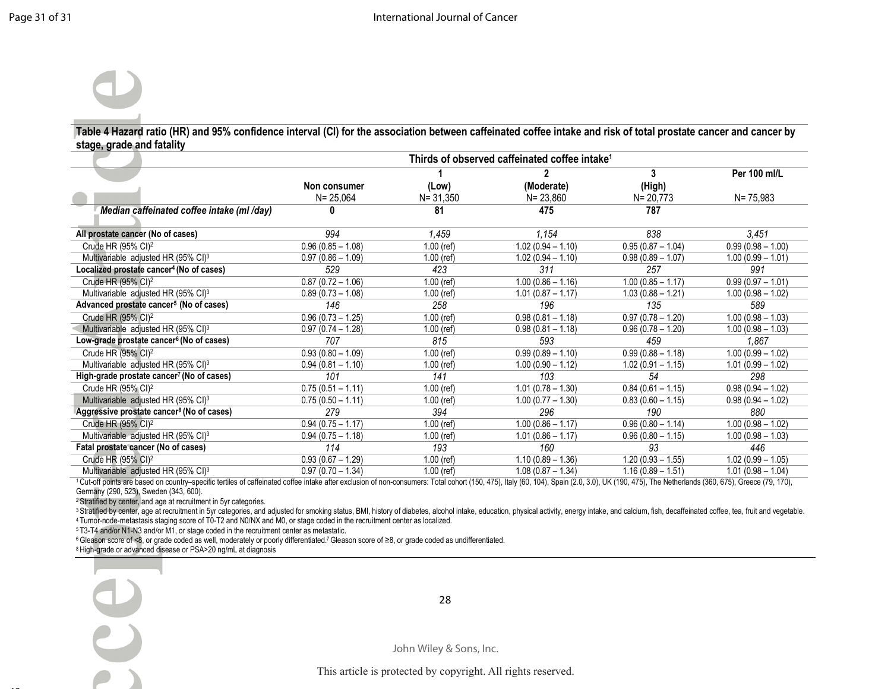**Table 4 Hazard ratio (HR) and 95% confidence interval (CI) for the association between caffeinated coffee intake and risk of total prostate cancer and cancer by stage, grade and fatality**

| | Thirds of observed caffeinated coffee intake[1] | | | | |
|---|---|---|---|---|---|
| | | 1 | 2 | 3 | Per 100 ml/L |
| | Non consumer N= 25,064 | (Low) N= 31,350 | (Moderate) N= 23,860 | (High) N= 20,773 | N= 75,983 |
| *Median caffeinated coffee intake (ml /day)* | 0 | 81 | 475 | 787 | |
| **All prostate cancer (No of cases)** | *994* | *1,459* | *1,154* | *838* | *3,451* |
| Crude HR (95% CI)[2] | 0.96 (0.85 – 1.08) | 1.00 (ref) | 1.02 (0.94 – 1.10) | 0.95 (0.87 – 1.04) | 0.99 (0.98 – 1.00) |
| Multivariable adjusted HR (95% CI)[3] | 0.97 (0.86 – 1.09) | 1.00 (ref) | 1.02 (0.94 – 1.10) | 0.98 (0.89 – 1.07) | 1.00 (0.99 – 1.01) |
| **Localized prostate cancer[4] (No of cases)** | *529* | *423* | *311* | *257* | *991* |
| Crude HR (95% CI)[2] | 0.87 (0.72 – 1.06) | 1.00 (ref) | 1.00 (0.86 – 1.16) | 1.00 (0.85 – 1.17) | 0.99 (0.97 – 1.01) |
| Multivariable adjusted HR (95% CI)[3] | 0.89 (0.73 – 1.08) | 1.00 (ref) | 1.01 (0.87 – 1.17) | 1.03 (0.88 – 1.21) | 1.00 (0.98 – 1.02) |
| **Advanced prostate cancer[5] (No of cases)** | *146* | *258* | *196* | *135* | *589* |
| Crude HR (95% CI)[2] | 0.96 (0.73 – 1.25) | 1.00 (ref) | 0.98 (0.81 – 1.18) | 0.97 (0.78 – 1.20) | 1.00 (0.98 – 1.03) |
| Multivariable adjusted HR (95% CI)[3] | 0.97 (0.74 – 1.28) | 1.00 (ref) | 0.98 (0.81 – 1.18) | 0.96 (0.78 – 1.20) | 1.00 (0.98 – 1.03) |
| **Low-grade prostate cancer[6] (No of cases)** | *707* | *815* | *593* | *459* | *1,867* |
| Crude HR (95% CI)[2] | 0.93 (0.80 – 1.09) | 1.00 (ref) | 0.99 (0.89 – 1.10) | 0.99 (0.88 – 1.18) | 1.00 (0.99 – 1.02) |
| Multivariable adjusted HR (95% CI)[3] | 0.94 (0.81 – 1.10) | 1.00 (ref) | 1.00 (0.90 – 1.12) | 1.02 (0.91 – 1.15) | 1.01 (0.99 – 1.02) |
| **High-grade prostate cancer[7] (No of cases)** | *101* | *141* | *103* | *54* | *298* |
| Crude HR (95% CI)[2] | 0.75 (0.51 – 1.11) | 1.00 (ref) | 1.01 (0.78 – 1.30) | 0.84 (0.61 – 1.15) | 0.98 (0.94 – 1.02) |
| Multivariable adjusted HR (95% CI)[3] | 0.75 (0.50 – 1.11) | 1.00 (ref) | 1.00 (0.77 – 1.30) | 0.83 (0.60 – 1.15) | 0.98 (0.94 – 1.02) |
| **Aggressive prostate cancer[8] (No of cases)** | *279* | *394* | *296* | *190* | *880* |
| Crude HR (95% CI)[2] | 0.94 (0.75 – 1.17) | 1.00 (ref) | 1.00 (0.86 – 1.17) | 0.96 (0.80 – 1.14) | 1.00 (0.98 – 1.02) |
| Multivariable adjusted HR (95% CI)[3] | 0.94 (0.75 – 1.18) | 1.00 (ref) | 1.01 (0.86 – 1.17) | 0.96 (0.80 – 1.15) | 1.00 (0.98 – 1.03) |
| **Fatal prostate cancer (No of cases)** | *114* | *193* | *160* | *93* | *446* |
| Crude HR (95% CI)[2] | 0.93 (0.67 – 1.29) | 1.00 (ref) | 1.10 (0.89 – 1.36) | 1.20 (0.93 – 1.55) | 1.02 (0.99 – 1.05) |
| Multivariable adjusted HR (95% CI)[3] | 0.97 (0.70 – 1.34) | 1.00 (ref) | 1.08 (0.87 – 1.34) | 1.16 (0.89 – 1.51) | 1.01 (0.98 – 1.04) |

[1] Cut-off points are based on country–specific tertiles of caffeinated coffee intake after exclusion of non-consumers: Total cohort (150, 475), Italy (60, 104), Spain (2.0, 3.0), UK (190, 475), The Netherlands (360, 675), Greece (79, 170), Germany (290, 523), Sweden (343, 600).

[2] Stratified by center, and age at recruitment in 5yr categories.

[3] Stratified by center, age at recruitment in 5yr categories, and adjusted for smoking status, BMI, history of diabetes, alcohol intake, education, physical activity, energy intake, and calcium, fish, decaffeinated coffee, tea, fruit and vegetable.

[4] Tumor-node-metastasis staging score of T0-T2 and N0/NX and M0, or stage coded in the recruitment center as localized.

[5] T3-T4 and/or N1-N3 and/or M1, or stage coded in the recruitment center as metastatic.

[6] Gleason score of <8, or grade coded as well, moderately or poorly differentiated.[7] Gleason score of ≥8, or grade coded as undifferentiated.

[8] High-grade or advanced disease or PSA>20 ng/mL at diagnosis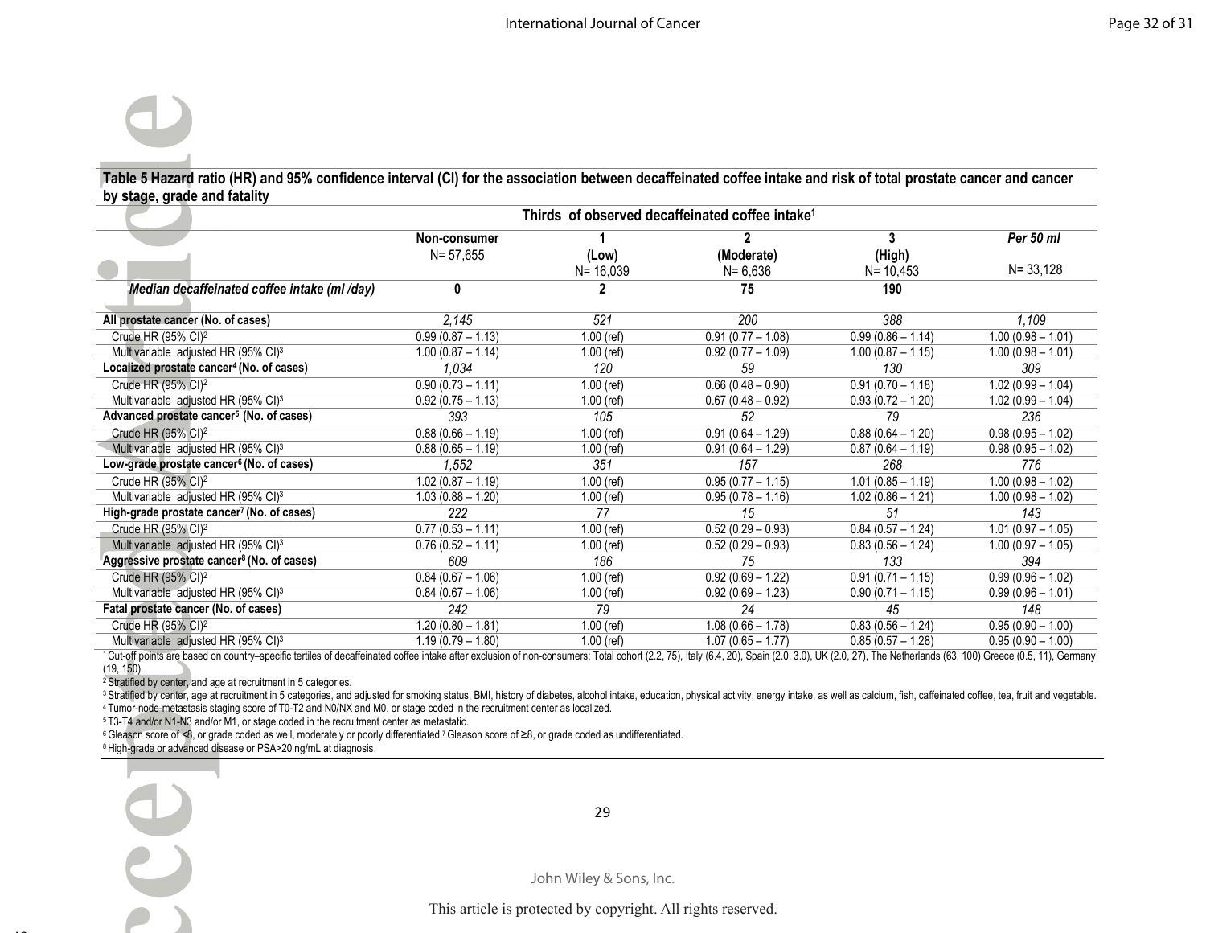**Table 5 Hazard ratio (HR) and 95% confidence interval (CI) for the association between decaffeinated coffee intake and risk of total prostate cancer and cancer by stage, grade and fatality**

| | Thirds of observed decaffeinated coffee intake[1] | | | | |
|---|---|---|---|---|---|
| | **Non-consumer** N= 57,655 | **1 (Low)** N= 16,039 | **2 (Moderate)** N= 6,636 | **3 (High)** N= 10,453 | ***Per 50 ml*** N= 33,128 |
| ***Median decaffeinated coffee intake (ml /day)*** | **0** | **2** | **75** | **190** | |
| **All prostate cancer (No. of cases)** | *2,145* | *521* | *200* | *388* | *1,109* |
| Crude HR (95% CI)[2] | 0.99 (0.87 – 1.13) | 1.00 (ref) | 0.91 (0.77 – 1.08) | 0.99 (0.86 – 1.14) | 1.00 (0.98 – 1.01) |
| Multivariable adjusted HR (95% CI)[3] | 1.00 (0.87 – 1.14) | 1.00 (ref) | 0.92 (0.77 – 1.09) | 1.00 (0.87 – 1.15) | 1.00 (0.98 – 1.01) |
| **Localized prostate cancer[4] (No. of cases)** | *1,034* | *120* | *59* | *130* | *309* |
| Crude HR (95% CI)[2] | 0.90 (0.73 – 1.11) | 1.00 (ref) | 0.66 (0.48 – 0.90) | 0.91 (0.70 – 1.18) | 1.02 (0.99 – 1.04) |
| Multivariable adjusted HR (95% CI)[3] | 0.92 (0.75 – 1.13) | 1.00 (ref) | 0.67 (0.48 – 0.92) | 0.93 (0.72 – 1.20) | 1.02 (0.99 – 1.04) |
| **Advanced prostate cancer[5] (No. of cases)** | *393* | *105* | *52* | *79* | *236* |
| Crude HR (95% CI)[2] | 0.88 (0.66 – 1.19) | 1.00 (ref) | 0.91 (0.64 – 1.29) | 0.88 (0.64 – 1.20) | 0.98 (0.95 – 1.02) |
| Multivariable adjusted HR (95% CI)[3] | 0.88 (0.65 – 1.19) | 1.00 (ref) | 0.91 (0.64 – 1.29) | 0.87 (0.64 – 1.19) | 0.98 (0.95 – 1.02) |
| **Low-grade prostate cancer[6] (No. of cases)** | *1,552* | *351* | *157* | *268* | *776* |
| Crude HR (95% CI)[2] | 1.02 (0.87 – 1.19) | 1.00 (ref) | 0.95 (0.77 – 1.15) | 1.01 (0.85 – 1.19) | 1.00 (0.98 – 1.02) |
| Multivariable adjusted HR (95% CI)[3] | 1.03 (0.88 – 1.20) | 1.00 (ref) | 0.95 (0.78 – 1.16) | 1.02 (0.86 – 1.21) | 1.00 (0.98 – 1.02) |
| **High-grade prostate cancer[7] (No. of cases)** | *222* | *77* | *15* | *51* | *143* |
| Crude HR (95% CI)[2] | 0.77 (0.53 – 1.11) | 1.00 (ref) | 0.52 (0.29 – 0.93) | 0.84 (0.57 – 1.24) | 1.01 (0.97 – 1.05) |
| Multivariable adjusted HR (95% CI)[3] | 0.76 (0.52 – 1.11) | 1.00 (ref) | 0.52 (0.29 – 0.93) | 0.83 (0.56 – 1.24) | 1.00 (0.97 – 1.05) |
| **Aggressive prostate cancer[8] (No. of cases)** | *609* | *186* | *75* | *133* | *394* |
| Crude HR (95% CI)[2] | 0.84 (0.67 – 1.06) | 1.00 (ref) | 0.92 (0.69 – 1.22) | 0.91 (0.71 – 1.15) | 0.99 (0.96 – 1.02) |
| Multivariable adjusted HR (95% CI)[3] | 0.84 (0.67 – 1.06) | 1.00 (ref) | 0.92 (0.69 – 1.23) | 0.90 (0.71 – 1.15) | 0.99 (0.96 – 1.01) |
| **Fatal prostate cancer (No. of cases)** | *242* | *79* | *24* | *45* | *148* |
| Crude HR (95% CI)[2] | 1.20 (0.80 – 1.81) | 1.00 (ref) | 1.08 (0.66 – 1.78) | 0.83 (0.56 – 1.24) | 0.95 (0.90 – 1.00) |
| Multivariable adjusted HR (95% CI)[3] | 1.19 (0.79 – 1.80) | 1.00 (ref) | 1.07 (0.65 – 1.77) | 0.85 (0.57 – 1.28) | 0.95 (0.90 – 1.00) |

[1] Cut-off points are based on country–specific tertiles of decaffeinated coffee intake after exclusion of non-consumers: Total cohort (2.2, 75), Italy (6.4, 20), Spain (2.0, 3.0), UK (2.0, 27), The Netherlands (63, 100) Greece (0.5, 11), Germany (19, 150).

[2] Stratified by center, and age at recruitment in 5 categories.

[3] Stratified by center, age at recruitment in 5 categories, and adjusted for smoking status, BMI, history of diabetes, alcohol intake, education, physical activity, energy intake, as well as calcium, fish, caffeinated coffee, tea, fruit and vegetable.

[4] Tumor-node-metastasis staging score of T0-T2 and N0/NX and M0, or stage coded in the recruitment center as localized.

[5] T3-T4 and/or N1-N3 and/or M1, or stage coded in the recruitment center as metastatic.

[6] Gleason score of <8, or grade coded as well, moderately or poorly differentiated. [7] Gleason score of ≥8, or grade coded as undifferentiated.

[8] High-grade or advanced disease or PSA>20 ng/mL at diagnosis.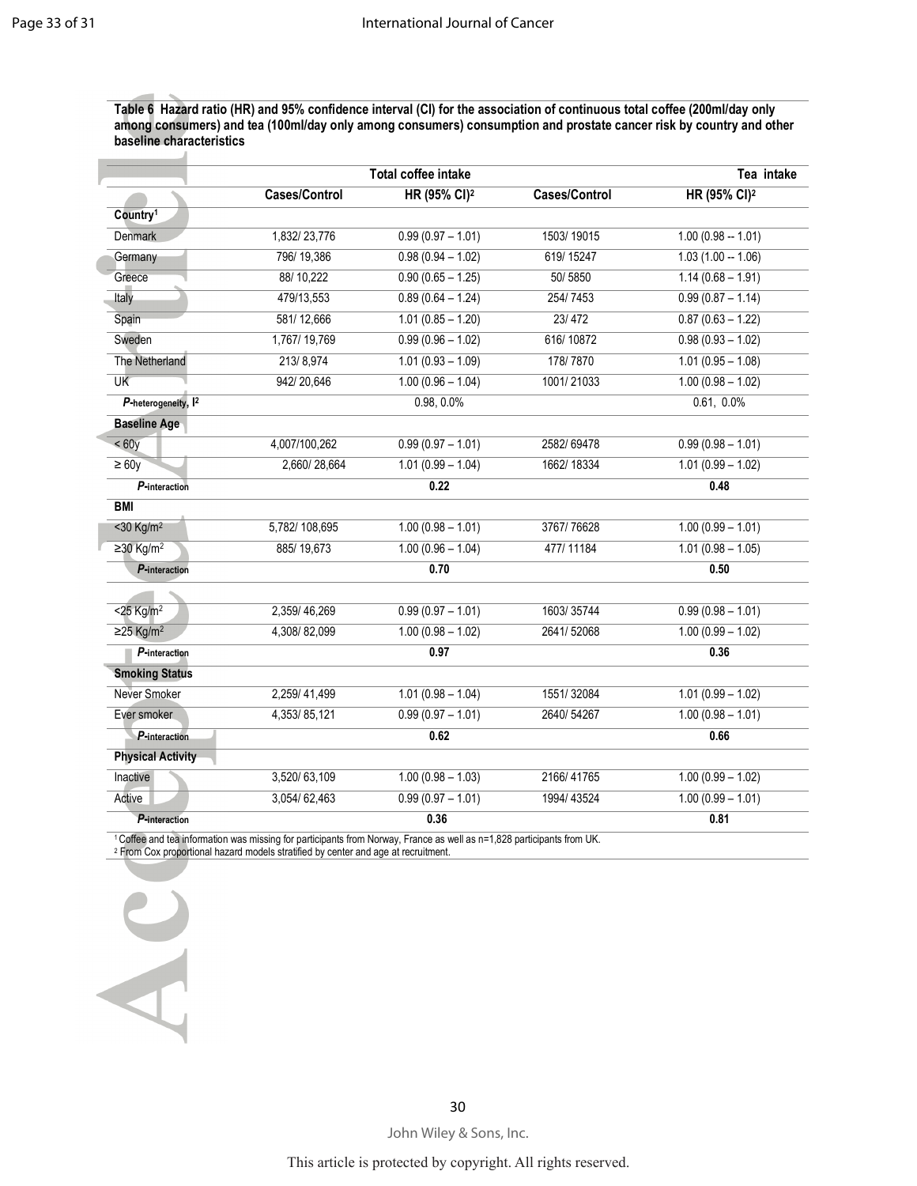**Table 6 Hazard ratio (HR) and 95% confidence interval (CI) for the association of continuous total coffee (200ml/day only among consumers) and tea (100ml/day only among consumers) consumption and prostate cancer risk by country and other baseline characteristics**

| | Total coffee intake | | Tea intake | |
|---|---|---|---|---|
| | Cases/Control | HR (95% CI)[2] | Cases/Control | HR (95% CI)[2] |
| **Country[1]** | | | | |
| Denmark | 1,832/ 23,776 | 0.99 (0.97 – 1.01) | 1503/ 19015 | 1.00 (0.98 -- 1.01) |
| Germany | 796/ 19,386 | 0.98 (0.94 – 1.02) | 619/ 15247 | 1.03 (1.00 -- 1.06) |
| Greece | 88/ 10,222 | 0.90 (0.65 – 1.25) | 50/ 5850 | 1.14 (0.68 – 1.91) |
| Italy | 479/13,553 | 0.89 (0.64 – 1.24) | 254/ 7453 | 0.99 (0.87 – 1.14) |
| Spain | 581/ 12,666 | 1.01 (0.85 – 1.20) | 23/ 472 | 0.87 (0.63 – 1.22) |
| Sweden | 1,767/ 19,769 | 0.99 (0.96 – 1.02) | 616/ 10872 | 0.98 (0.93 – 1.02) |
| The Netherland | 213/ 8,974 | 1.01 (0.93 – 1.09) | 178/ 7870 | 1.01 (0.95 – 1.08) |
| UK | 942/ 20,646 | 1.00 (0.96 – 1.04) | 1001/ 21033 | 1.00 (0.98 – 1.02) |
| *P*-heterogeneity, $I^2$ | | 0.98, 0.0% | | 0.61, 0.0% |
| **Baseline Age** | | | | |
| < 60y | 4,007/100,262 | 0.99 (0.97 – 1.01) | 2582/ 69478 | 0.99 (0.98 – 1.01) |
| ≥ 60y | 2,660/ 28,664 | 1.01 (0.99 – 1.04) | 1662/ 18334 | 1.01 (0.99 – 1.02) |
| *P*-interaction | | **0.22** | | **0.48** |
| **BMI** | | | | |
| <30 Kg/m$^2$ | 5,782/ 108,695 | 1.00 (0.98 – 1.01) | 3767/ 76628 | 1.00 (0.99 – 1.01) |
| ≥30 Kg/m$^2$ | 885/ 19,673 | 1.00 (0.96 – 1.04) | 477/ 11184 | 1.01 (0.98 – 1.05) |
| *P*-interaction | | **0.70** | | **0.50** |
| | | | | |
| <25 Kg/m$^2$ | 2,359/ 46,269 | 0.99 (0.97 – 1.01) | 1603/ 35744 | 0.99 (0.98 – 1.01) |
| ≥25 Kg/m$^2$ | 4,308/ 82,099 | 1.00 (0.98 – 1.02) | 2641/ 52068 | 1.00 (0.99 – 1.02) |
| *P*-interaction | | **0.97** | | **0.36** |
| **Smoking Status** | | | | |
| Never Smoker | 2,259/ 41,499 | 1.01 (0.98 – 1.04) | 1551/ 32084 | 1.01 (0.99 – 1.02) |
| Ever smoker | 4,353/ 85,121 | 0.99 (0.97 – 1.01) | 2640/ 54267 | 1.00 (0.98 – 1.01) |
| *P*-interaction | | **0.62** | | **0.66** |
| **Physical Activity** | | | | |
| Inactive | 3,520/ 63,109 | 1.00 (0.98 – 1.03) | 2166/ 41765 | 1.00 (0.99 – 1.02) |
| Active | 3,054/ 62,463 | 0.99 (0.97 – 1.01) | 1994/ 43524 | 1.00 (0.99 – 1.01) |
| *P*-interaction | | **0.36** | | **0.81** |

[1] Coffee and tea information was missing for participants from Norway, France as well as n=1,828 participants from UK.
[2] From Cox proportional hazard models stratified by center and age at recruitment.